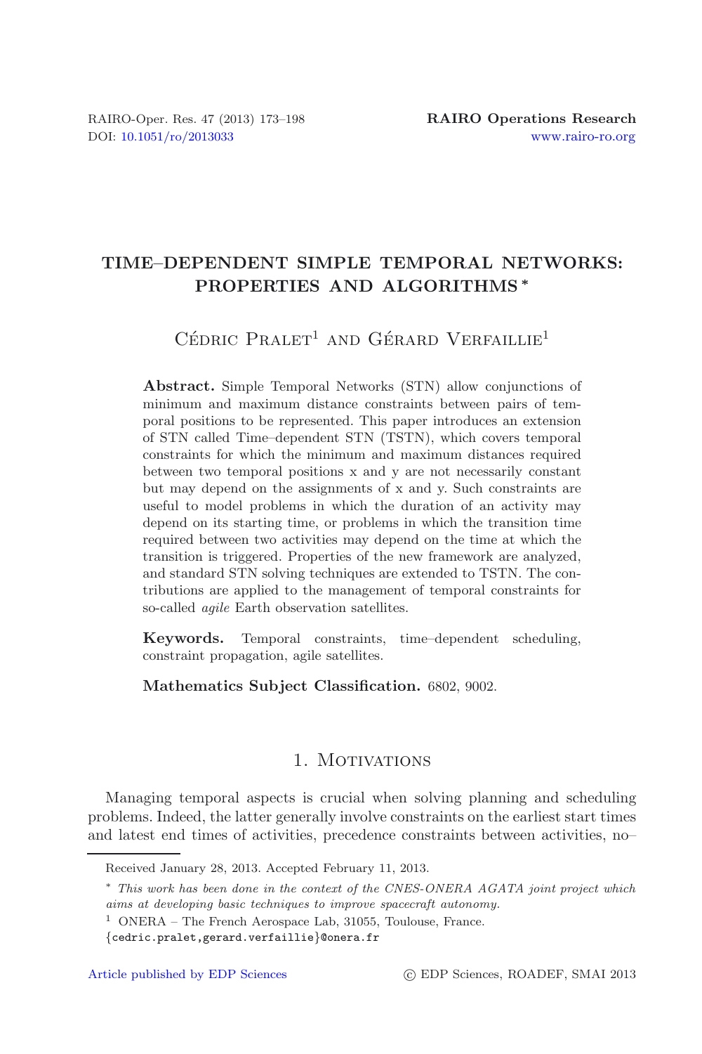# TIME–DEPENDENT SIMPLE TEMPORAL NETWORKS: PROPERTIES AND ALGORITHMS *

Cédric Pralet[1] and Gérard Verfaillie[1]

**Abstract.** Simple Temporal Networks (STN) allow conjunctions of minimum and maximum distance constraints between pairs of temporal positions to be represented. This paper introduces an extension of STN called Time–dependent STN (TSTN), which covers temporal constraints for which the minimum and maximum distances required between two temporal positions x and y are not necessarily constant but may depend on the assignments of x and y. Such constraints are useful to model problems in which the duration of an activity may depend on its starting time, or problems in which the transition time required between two activities may depend on the time at which the transition is triggered. Properties of the new framework are analyzed, and standard STN solving techniques are extended to TSTN. The contributions are applied to the management of temporal constraints for so-called *agile* Earth observation satellites.

**Keywords.** Temporal constraints, time–dependent scheduling, constraint propagation, agile satellites.

**Mathematics Subject Classification.** 6802, 9002.

## 1. Motivations

Managing temporal aspects is crucial when solving planning and scheduling problems. Indeed, the latter generally involve constraints on the earliest start times and latest end times of activities, precedence constraints between activities, no–

---

Received January 28, 2013. Accepted February 11, 2013.

\* *This work has been done in the context of the CNES-ONERA AGATA joint project which aims at developing basic techniques to improve spacecraft autonomy.*

[1] ONERA – The French Aerospace Lab, 31055, Toulouse, France.
{cedric.pralet,gerard.verfaillie}@onera.fr

Article published by EDP Sciences © EDP Sciences, ROADEF, SMAI 2013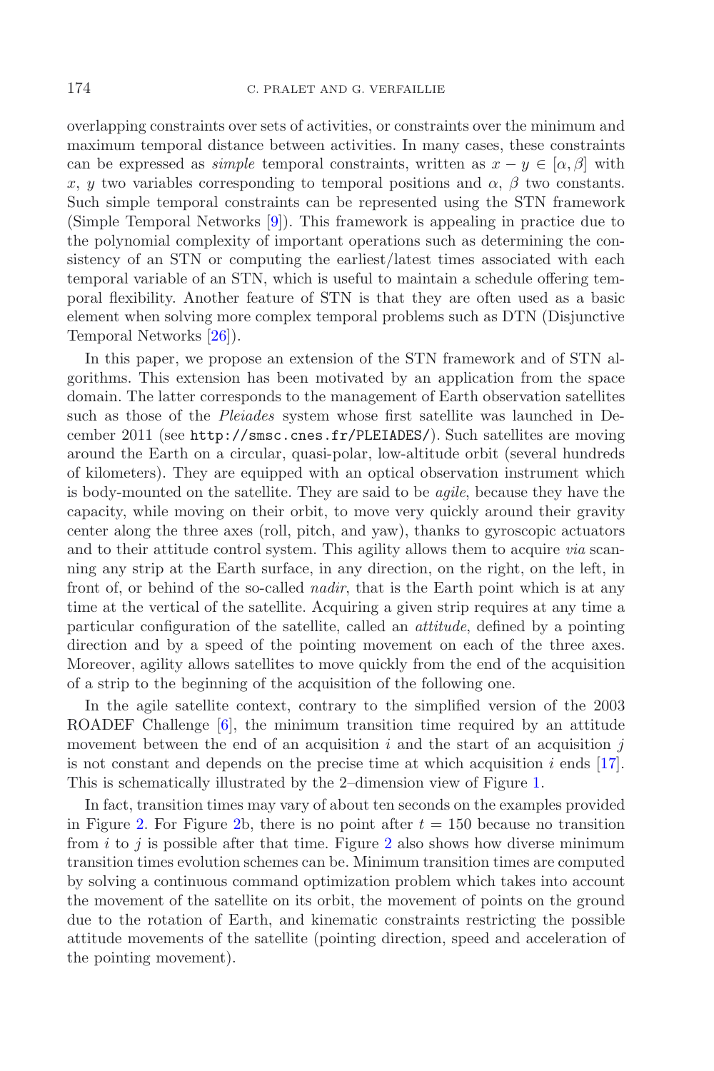overlapping constraints over sets of activities, or constraints over the minimum and maximum temporal distance between activities. In many cases, these constraints can be expressed as *simple* temporal constraints, written as $x - y \in [\alpha, \beta]$ with $x$, $y$ two variables corresponding to temporal positions and $\alpha$, $\beta$ two constants. Such simple temporal constraints can be represented using the STN framework (Simple Temporal Networks [9]). This framework is appealing in practice due to the polynomial complexity of important operations such as determining the consistency of an STN or computing the earliest/latest times associated with each temporal variable of an STN, which is useful to maintain a schedule offering temporal flexibility. Another feature of STN is that they are often used as a basic element when solving more complex temporal problems such as DTN (Disjunctive Temporal Networks [26]).

In this paper, we propose an extension of the STN framework and of STN algorithms. This extension has been motivated by an application from the space domain. The latter corresponds to the management of Earth observation satellites such as those of the *Pleiades* system whose first satellite was launched in December 2011 (see `http://smsc.cnes.fr/PLEIADES/`). Such satellites are moving around the Earth on a circular, quasi-polar, low-altitude orbit (several hundreds of kilometers). They are equipped with an optical observation instrument which is body-mounted on the satellite. They are said to be *agile*, because they have the capacity, while moving on their orbit, to move very quickly around their gravity center along the three axes (roll, pitch, and yaw), thanks to gyroscopic actuators and to their attitude control system. This agility allows them to acquire *via* scanning any strip at the Earth surface, in any direction, on the right, on the left, in front of, or behind of the so-called *nadir*, that is the Earth point which is at any time at the vertical of the satellite. Acquiring a given strip requires at any time a particular configuration of the satellite, called an *attitude*, defined by a pointing direction and by a speed of the pointing movement on each of the three axes. Moreover, agility allows satellites to move quickly from the end of the acquisition of a strip to the beginning of the acquisition of the following one.

In the agile satellite context, contrary to the simplified version of the 2003 ROADEF Challenge [6], the minimum transition time required by an attitude movement between the end of an acquisition $i$ and the start of an acquisition $j$ is not constant and depends on the precise time at which acquisition $i$ ends [17]. This is schematically illustrated by the 2–dimension view of Figure 1.

In fact, transition times may vary of about ten seconds on the examples provided in Figure 2. For Figure 2b, there is no point after $t = 150$ because no transition from $i$ to $j$ is possible after that time. Figure 2 also shows how diverse minimum transition times evolution schemes can be. Minimum transition times are computed by solving a continuous command optimization problem which takes into account the movement of the satellite on its orbit, the movement of points on the ground due to the rotation of Earth, and kinematic constraints restricting the possible attitude movements of the satellite (pointing direction, speed and acceleration of the pointing movement).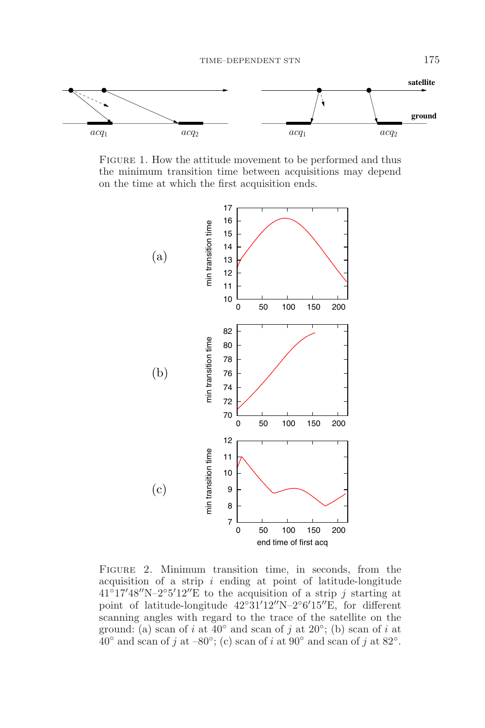FIGURE 1. How the attitude movement to be performed and thus the minimum transition time between acquisitions may depend on the time at which the first acquisition ends.

FIGURE 2. Minimum transition time, in seconds, from the acquisition of a strip $i$ ending at point of latitude-longitude 41°17′48″N–2°5′12″E to the acquisition of a strip $j$ starting at point of latitude-longitude 42°31′12″N–2°6′15″E, for different scanning angles with regard to the trace of the satellite on the ground: (a) scan of $i$ at 40° and scan of $j$ at 20°; (b) scan of $i$ at 40° and scan of $j$ at –80°; (c) scan of $i$ at 90° and scan of $j$ at 82°.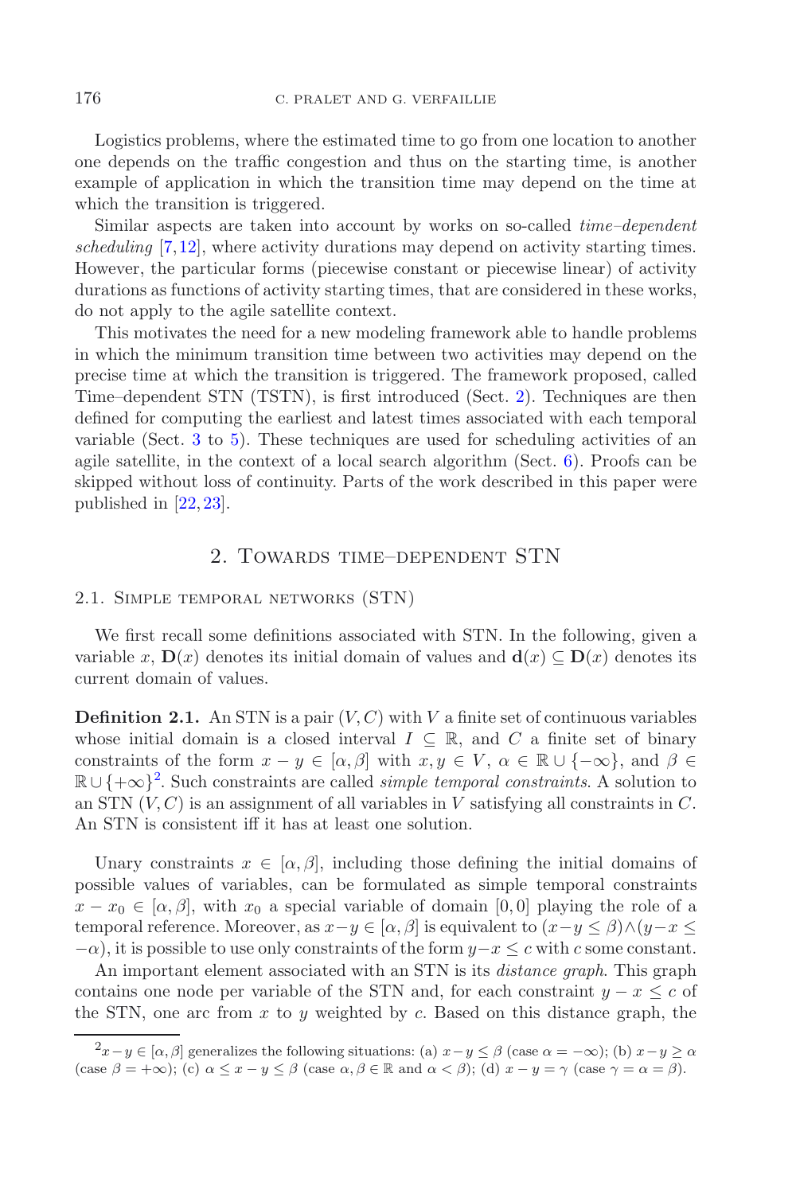Logistics problems, where the estimated time to go from one location to another one depends on the traffic congestion and thus on the starting time, is another example of application in which the transition time may depend on the time at which the transition is triggered.

Similar aspects are taken into account by works on so-called *time–dependent scheduling* [7,12], where activity durations may depend on activity starting times. However, the particular forms (piecewise constant or piecewise linear) of activity durations as functions of activity starting times, that are considered in these works, do not apply to the agile satellite context.

This motivates the need for a new modeling framework able to handle problems in which the minimum transition time between two activities may depend on the precise time at which the transition is triggered. The framework proposed, called Time–dependent STN (TSTN), is first introduced (Sect. 2). Techniques are then defined for computing the earliest and latest times associated with each temporal variable (Sect. 3 to 5). These techniques are used for scheduling activities of an agile satellite, in the context of a local search algorithm (Sect. 6). Proofs can be skipped without loss of continuity. Parts of the work described in this paper were published in [22,23].

## 2. Towards time–dependent STN

### 2.1. Simple temporal networks (STN)

We first recall some definitions associated with STN. In the following, given a variable $x$, $\mathbf{D}(x)$ denotes its initial domain of values and $\mathbf{d}(x) \subseteq \mathbf{D}(x)$ denotes its current domain of values.

**Definition 2.1.** An STN is a pair $(V, C)$ with $V$ a finite set of continuous variables whose initial domain is a closed interval $I \subseteq \mathbb{R}$, and $C$ a finite set of binary constraints of the form $x - y \in [\alpha, \beta]$ with $x, y \in V$, $\alpha \in \mathbb{R} \cup \{-\infty\}$, and $\beta \in \mathbb{R} \cup \{+\infty\}$[2]. Such constraints are called *simple temporal constraints*. A solution to an STN $(V, C)$ is an assignment of all variables in $V$ satisfying all constraints in $C$. An STN is consistent iff it has at least one solution.

Unary constraints $x \in [\alpha, \beta]$, including those defining the initial domains of possible values of variables, can be formulated as simple temporal constraints $x - x_0 \in [\alpha, \beta]$, with $x_0$ a special variable of domain $[0, 0]$ playing the role of a temporal reference. Moreover, as $x - y \in [\alpha, \beta]$ is equivalent to $(x - y \leq \beta) \wedge (y - x \leq -\alpha)$, it is possible to use only constraints of the form $y - x \leq c$ with $c$ some constant.

An important element associated with an STN is its *distance graph*. This graph contains one node per variable of the STN and, for each constraint $y - x \leq c$ of the STN, one arc from $x$ to $y$ weighted by $c$. Based on this distance graph, the

[2] $x - y \in [\alpha, \beta]$ generalizes the following situations: (a) $x - y \leq \beta$ (case $\alpha = -\infty$); (b) $x - y \geq \alpha$ (case $\beta = +\infty$); (c) $\alpha \leq x - y \leq \beta$ (case $\alpha, \beta \in \mathbb{R}$ and $\alpha < \beta$); (d) $x - y = \gamma$ (case $\gamma = \alpha = \beta$).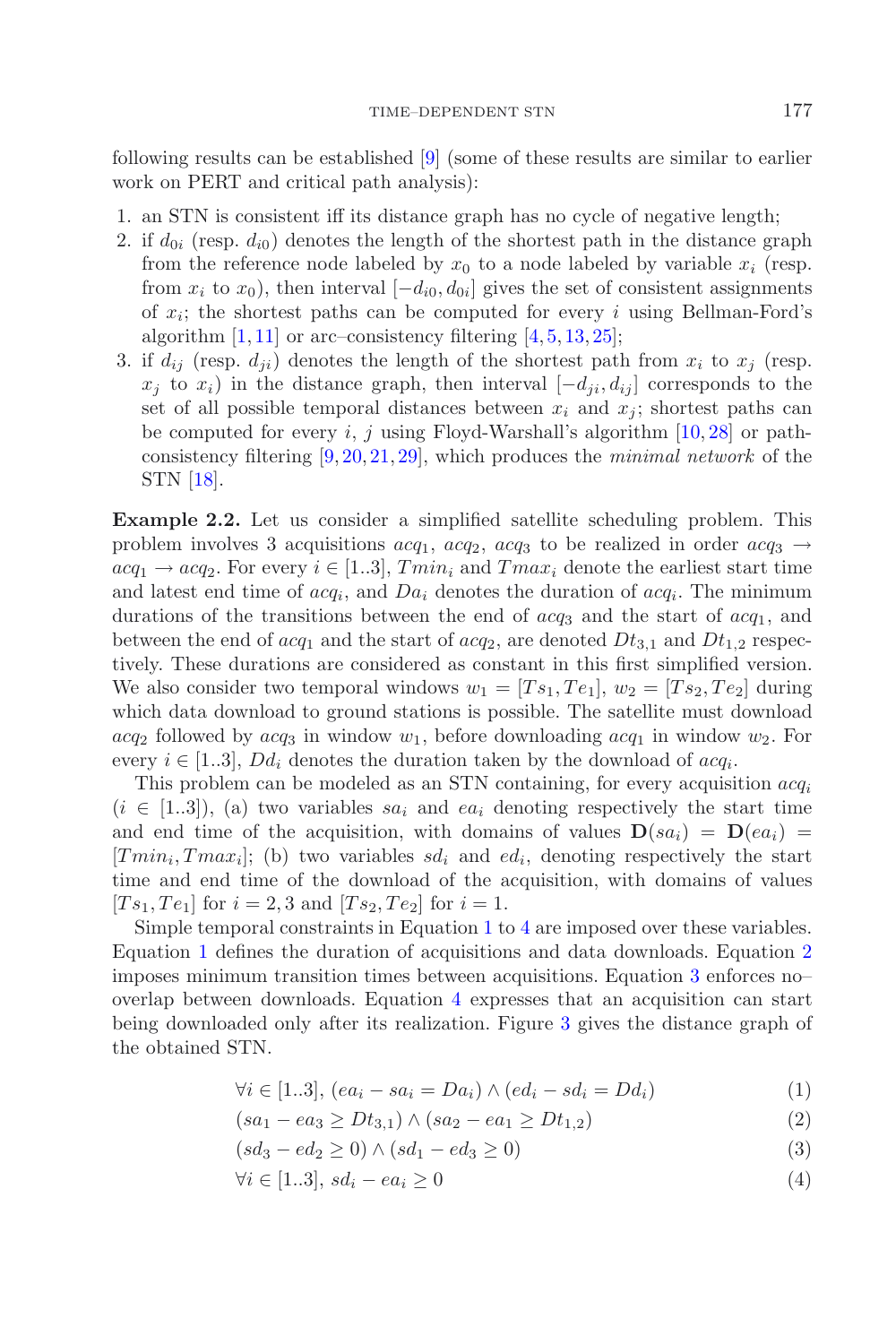following results can be established [9] (some of these results are similar to earlier work on PERT and critical path analysis):

1. an STN is consistent iff its distance graph has no cycle of negative length;
2. if $d_{0i}$ (resp. $d_{i0}$) denotes the length of the shortest path in the distance graph from the reference node labeled by $x_0$ to a node labeled by variable $x_i$ (resp. from $x_i$ to $x_0$), then interval $[-d_{i0}, d_{0i}]$ gives the set of consistent assignments of $x_i$; the shortest paths can be computed for every $i$ using Bellman-Ford's algorithm [1, 11] or arc–consistency filtering [4, 5, 13, 25];
3. if $d_{ij}$ (resp. $d_{ji}$) denotes the length of the shortest path from $x_i$ to $x_j$ (resp. $x_j$ to $x_i$) in the distance graph, then interval $[-d_{ji}, d_{ij}]$ corresponds to the set of all possible temporal distances between $x_i$ and $x_j$; shortest paths can be computed for every $i$, $j$ using Floyd-Warshall's algorithm [10, 28] or path-consistency filtering [9, 20, 21, 29], which produces the *minimal network* of the STN [18].

**Example 2.2.** Let us consider a simplified satellite scheduling problem. This problem involves 3 acquisitions $acq_1$, $acq_2$, $acq_3$ to be realized in order $acq_3 \rightarrow acq_1 \rightarrow acq_2$. For every $i \in [1..3]$, $Tmin_i$ and $Tmax_i$ denote the earliest start time and latest end time of $acq_i$, and $Da_i$ denotes the duration of $acq_i$. The minimum durations of the transitions between the end of $acq_3$ and the start of $acq_1$, and between the end of $acq_1$ and the start of $acq_2$, are denoted $Dt_{3,1}$ and $Dt_{1,2}$ respectively. These durations are considered as constant in this first simplified version. We also consider two temporal windows $w_1 = [Ts_1, Te_1]$, $w_2 = [Ts_2, Te_2]$ during which data download to ground stations is possible. The satellite must download $acq_2$ followed by $acq_3$ in window $w_1$, before downloading $acq_1$ in window $w_2$. For every $i \in [1..3]$, $Dd_i$ denotes the duration taken by the download of $acq_i$.

This problem can be modeled as an STN containing, for every acquisition $acq_i$ ($i \in [1..3]$), (a) two variables $sa_i$ and $ea_i$ denoting respectively the start time and end time of the acquisition, with domains of values $\mathbf{D}(sa_i) = \mathbf{D}(ea_i) = [Tmin_i, Tmax_i]$; (b) two variables $sd_i$ and $ed_i$, denoting respectively the start time and end time of the download of the acquisition, with domains of values $[Ts_1, Te_1]$ for $i = 2, 3$ and $[Ts_2, Te_2]$ for $i = 1$.

Simple temporal constraints in Equation 1 to 4 are imposed over these variables. Equation 1 defines the duration of acquisitions and data downloads. Equation 2 imposes minimum transition times between acquisitions. Equation 3 enforces no–overlap between downloads. Equation 4 expresses that an acquisition can start being downloaded only after its realization. Figure 3 gives the distance graph of the obtained STN.

$$\forall i \in [1..3],\ (ea_i - sa_i = Da_i) \wedge (ed_i - sd_i = Dd_i) \tag{1}$$

$$(sa_1 - ea_3 \geq Dt_{3,1}) \wedge (sa_2 - ea_1 \geq Dt_{1,2}) \tag{2}$$

$$(sd_3 - ed_2 \geq 0) \wedge (sd_1 - ed_3 \geq 0) \tag{3}$$

$$\forall i \in [1..3],\ sd_i - ea_i \geq 0 \tag{4}$$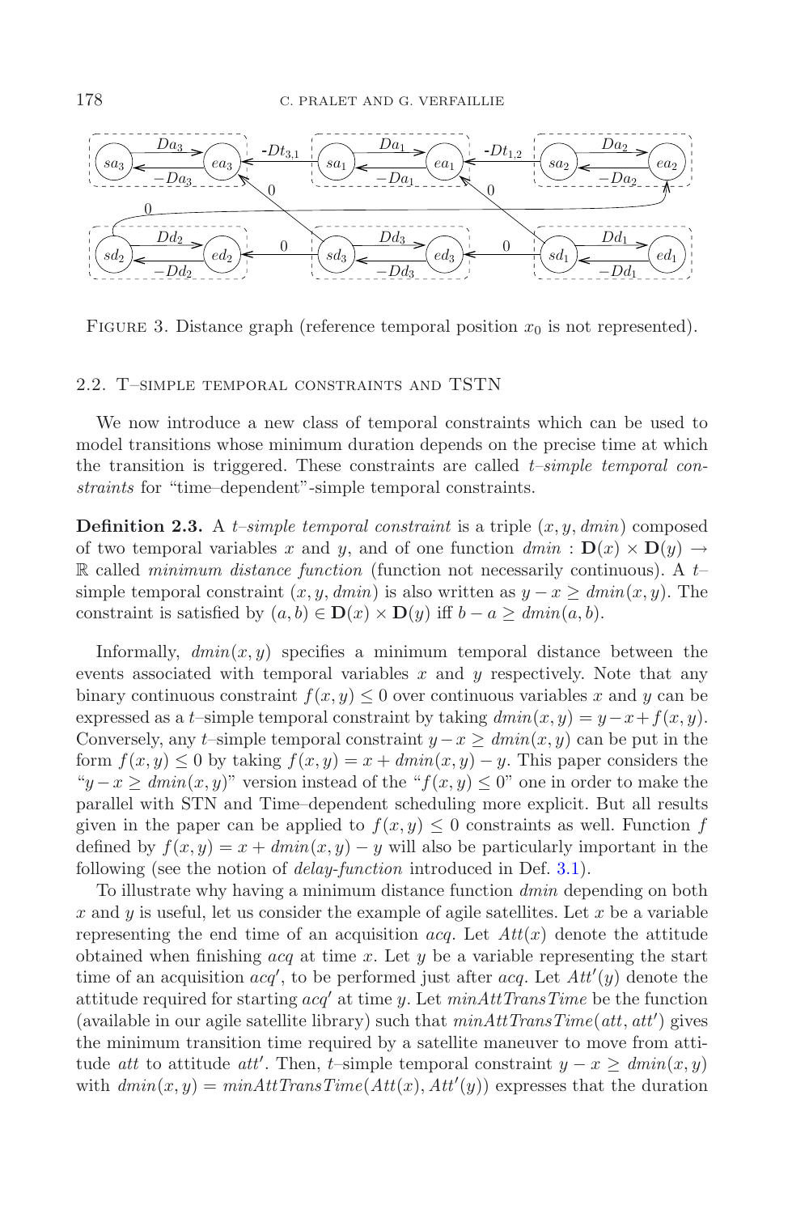FIGURE 3. Distance graph (reference temporal position $x_0$ is not represented).

### 2.2. T–simple temporal constraints and TSTN

We now introduce a new class of temporal constraints which can be used to model transitions whose minimum duration depends on the precise time at which the transition is triggered. These constraints are called *t–simple temporal constraints* for "time–dependent"-simple temporal constraints.

**Definition 2.3.** A *t–simple temporal constraint* is a triple $(x, y, dmin)$ composed of two temporal variables $x$ and $y$, and of one function $dmin : \mathbf{D}(x) \times \mathbf{D}(y) \rightarrow \mathbb{R}$ called *minimum distance function* (function not necessarily continuous). A $t$–simple temporal constraint $(x, y, dmin)$ is also written as $y - x \geq dmin(x, y)$. The constraint is satisfied by $(a, b) \in \mathbf{D}(x) \times \mathbf{D}(y)$ iff $b - a \geq dmin(a, b)$.

Informally, $dmin(x, y)$ specifies a minimum temporal distance between the events associated with temporal variables $x$ and $y$ respectively. Note that any binary continuous constraint $f(x, y) \leq 0$ over continuous variables $x$ and $y$ can be expressed as a $t$–simple temporal constraint by taking $dmin(x, y) = y - x + f(x, y)$. Conversely, any $t$–simple temporal constraint $y - x \geq dmin(x, y)$ can be put in the form $f(x, y) \leq 0$ by taking $f(x, y) = x + dmin(x, y) - y$. This paper considers the "$y - x \geq dmin(x, y)$" version instead of the "$f(x, y) \leq 0$" one in order to make the parallel with STN and Time–dependent scheduling more explicit. But all results given in the paper can be applied to $f(x, y) \leq 0$ constraints as well. Function $f$ defined by $f(x, y) = x + dmin(x, y) - y$ will also be particularly important in the following (see the notion of *delay-function* introduced in Def. 3.1).

To illustrate why having a minimum distance function $dmin$ depending on both $x$ and $y$ is useful, let us consider the example of agile satellites. Let $x$ be a variable representing the end time of an acquisition $acq$. Let $Att(x)$ denote the attitude obtained when finishing $acq$ at time $x$. Let $y$ be a variable representing the start time of an acquisition $acq'$, to be performed just after $acq$. Let $Att'(y)$ denote the attitude required for starting $acq'$ at time $y$. Let $minAttTransTime$ be the function (available in our agile satellite library) such that $minAttTransTime(att, att')$ gives the minimum transition time required by a satellite maneuver to move from attitude $att$ to attitude $att'$. Then, $t$–simple temporal constraint $y - x \geq dmin(x, y)$ with $dmin(x, y) = minAttTransTime(Att(x), Att'(y))$ expresses that the duration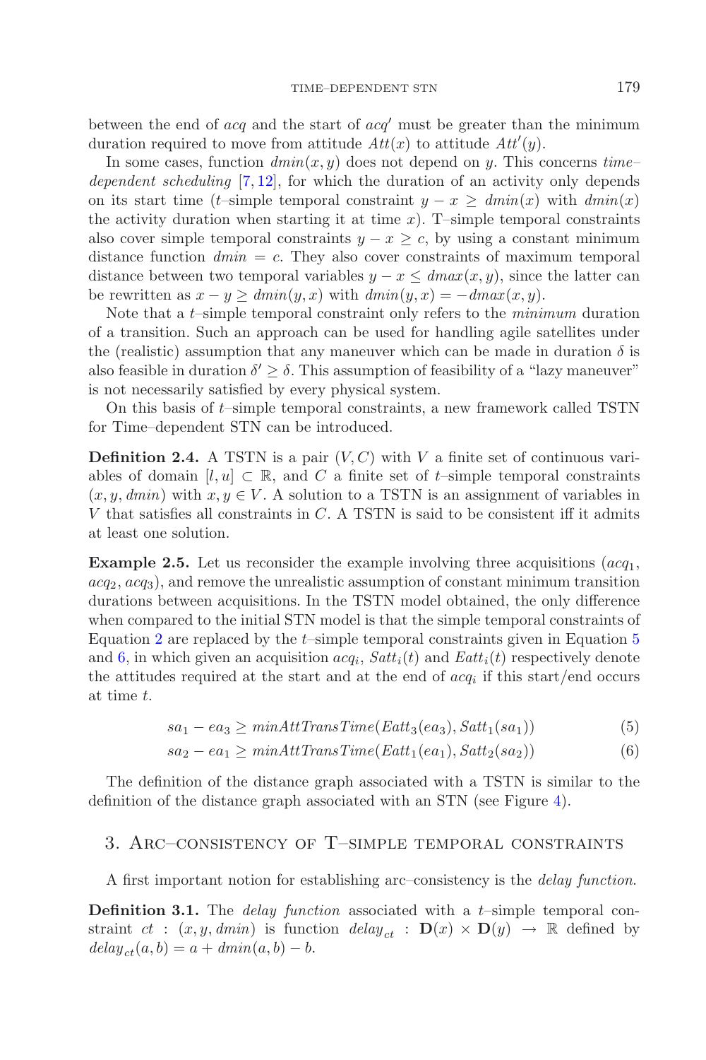between the end of *acq* and the start of *acq'* must be greater than the minimum duration required to move from attitude $Att(x)$ to attitude $Att'(y)$.

In some cases, function $dmin(x, y)$ does not depend on $y$. This concerns *time–dependent scheduling* [7, 12], for which the duration of an activity only depends on its start time ($t$–simple temporal constraint $y - x \geq dmin(x)$ with $dmin(x)$ the activity duration when starting it at time $x$). T–simple temporal constraints also cover simple temporal constraints $y - x \geq c$, by using a constant minimum distance function $dmin = c$. They also cover constraints of maximum temporal distance between two temporal variables $y - x \leq dmax(x, y)$, since the latter can be rewritten as $x - y \geq dmin(y, x)$ with $dmin(y, x) = -dmax(x, y)$.

Note that a $t$–simple temporal constraint only refers to the *minimum* duration of a transition. Such an approach can be used for handling agile satellites under the (realistic) assumption that any maneuver which can be made in duration $\delta$ is also feasible in duration $\delta' \geq \delta$. This assumption of feasibility of a "lazy maneuver" is not necessarily satisfied by every physical system.

On this basis of $t$–simple temporal constraints, a new framework called TSTN for Time–dependent STN can be introduced.

**Definition 2.4.** A TSTN is a pair $(V, C)$ with $V$ a finite set of continuous variables of domain $[l, u] \subset \mathbb{R}$, and $C$ a finite set of $t$–simple temporal constraints $(x, y, dmin)$ with $x, y \in V$. A solution to a TSTN is an assignment of variables in $V$ that satisfies all constraints in $C$. A TSTN is said to be consistent iff it admits at least one solution.

**Example 2.5.** Let us reconsider the example involving three acquisitions ($acq_1$, $acq_2$, $acq_3$), and remove the unrealistic assumption of constant minimum transition durations between acquisitions. In the TSTN model obtained, the only difference when compared to the initial STN model is that the simple temporal constraints of Equation 2 are replaced by the $t$–simple temporal constraints given in Equation 5 and 6, in which given an acquisition $acq_i$, $Satt_i(t)$ and $Eatt_i(t)$ respectively denote the attitudes required at the start and at the end of $acq_i$ if this start/end occurs at time $t$.

$$sa_1 - ea_3 \geq minAttTransTime(Eatt_3(ea_3), Satt_1(sa_1)) \tag{5}$$

$$sa_2 - ea_1 \geq minAttTransTime(Eatt_1(ea_1), Satt_2(sa_2)) \tag{6}$$

The definition of the distance graph associated with a TSTN is similar to the definition of the distance graph associated with an STN (see Figure 4).

## 3. Arc–consistency of T–simple temporal constraints

A first important notion for establishing arc–consistency is the *delay function*.

**Definition 3.1.** The *delay function* associated with a $t$–simple temporal constraint $ct$ : $(x, y, dmin)$ is function $delay_{ct}$ : $\mathbf{D}(x) \times \mathbf{D}(y) \to \mathbb{R}$ defined by $delay_{ct}(a, b) = a + dmin(a, b) - b$.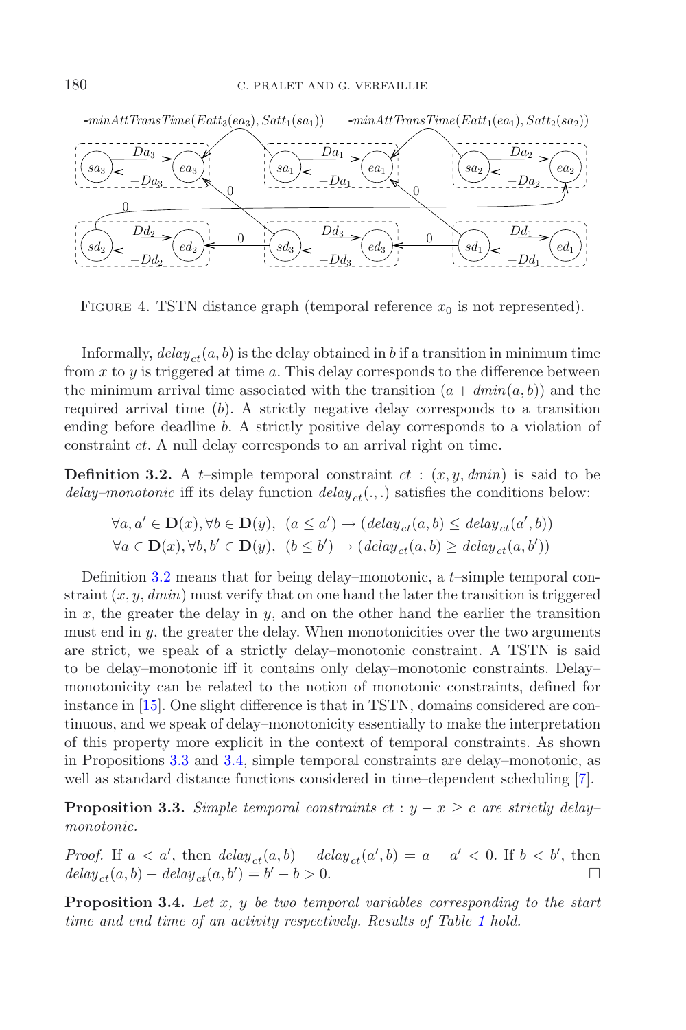FIGURE 4. TSTN distance graph (temporal reference $x_0$ is not represented).

Informally, $delay_{ct}(a, b)$ is the delay obtained in $b$ if a transition in minimum time from $x$ to $y$ is triggered at time $a$. This delay corresponds to the difference between the minimum arrival time associated with the transition ($a + dmin(a, b)$) and the required arrival time ($b$). A strictly negative delay corresponds to a transition ending before deadline $b$. A strictly positive delay corresponds to a violation of constraint $ct$. A null delay corresponds to an arrival right on time.

**Definition 3.2.** A $t$–simple temporal constraint $ct : (x, y, dmin)$ is said to be *delay–monotonic* iff its delay function $delay_{ct}(.,.)$ satisfies the conditions below:

$$\forall a, a' \in \mathbf{D}(x), \forall b \in \mathbf{D}(y),\ \ (a \leq a') \rightarrow (delay_{ct}(a, b) \leq delay_{ct}(a', b))$$
$$\forall a \in \mathbf{D}(x), \forall b, b' \in \mathbf{D}(y),\ \ (b \leq b') \rightarrow (delay_{ct}(a, b) \geq delay_{ct}(a, b'))$$

Definition 3.2 means that for being delay–monotonic, a $t$–simple temporal constraint $(x, y, dmin)$ must verify that on one hand the later the transition is triggered in $x$, the greater the delay in $y$, and on the other hand the earlier the transition must end in $y$, the greater the delay. When monotonicities over the two arguments are strict, we speak of a strictly delay–monotonic constraint. A TSTN is said to be delay–monotonic iff it contains only delay–monotonic constraints. Delay–monotonicity can be related to the notion of monotonic constraints, defined for instance in [15]. One slight difference is that in TSTN, domains considered are continuous, and we speak of delay–monotonicity essentially to make the interpretation of this property more explicit in the context of temporal constraints. As shown in Propositions 3.3 and 3.4, simple temporal constraints are delay–monotonic, as well as standard distance functions considered in time–dependent scheduling [7].

**Proposition 3.3.** *Simple temporal constraints $ct : y - x \geq c$ are strictly delay–monotonic.*

*Proof.* If $a < a'$, then $delay_{ct}(a, b) - delay_{ct}(a', b) = a - a' < 0$. If $b < b'$, then $delay_{ct}(a, b) - delay_{ct}(a, b') = b' - b > 0$. □

**Proposition 3.4.** *Let $x$, $y$ be two temporal variables corresponding to the start time and end time of an activity respectively. Results of Table 1 hold.*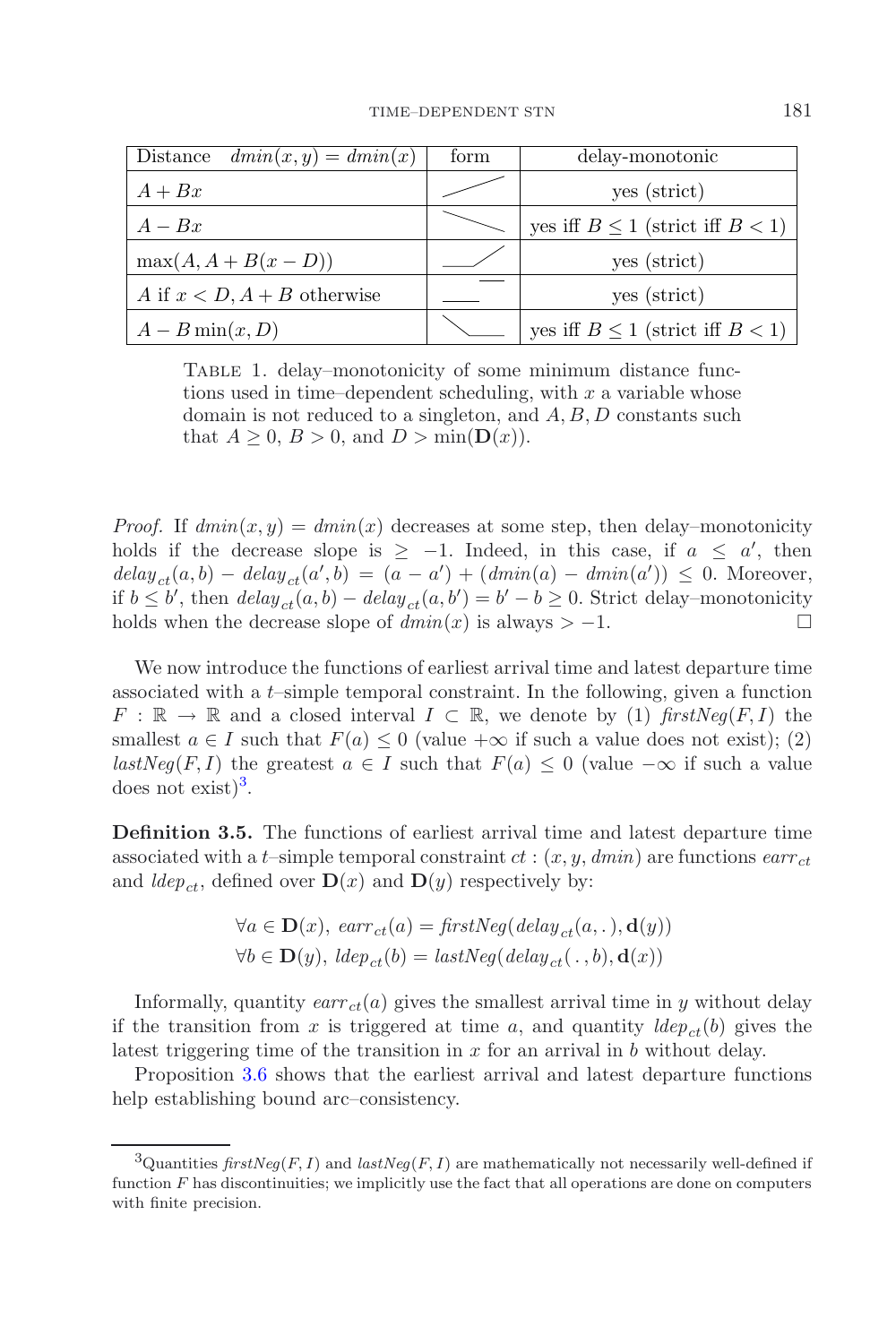| Distance $dmin(x, y) = dmin(x)$ | form | delay-monotonic |
|---|---|---|
| $A + Bx$ | | yes (strict) |
| $A - Bx$ | | yes iff $B \leq 1$ (strict iff $B < 1$) |
| $\max(A, A + B(x - D))$ | | yes (strict) |
| $A$ if $x < D$, $A + B$ otherwise | | yes (strict) |
| $A - B\min(x, D)$ | | yes iff $B \leq 1$ (strict iff $B < 1$) |

Table 1. delay–monotonicity of some minimum distance functions used in time–dependent scheduling, with $x$ a variable whose domain is not reduced to a singleton, and $A, B, D$ constants such that $A \geq 0$, $B > 0$, and $D > \min(\mathbf{D}(x))$.

*Proof.* If $dmin(x, y) = dmin(x)$ decreases at some step, then delay–monotonicity holds if the decrease slope is $\geq -1$. Indeed, in this case, if $a \leq a'$, then $delay_{ct}(a, b) - delay_{ct}(a', b) = (a - a') + (dmin(a) - dmin(a')) \leq 0$. Moreover, if $b \leq b'$, then $delay_{ct}(a, b) - delay_{ct}(a, b') = b' - b \geq 0$. Strict delay–monotonicity holds when the decrease slope of $dmin(x)$ is always $> -1$. □

We now introduce the functions of earliest arrival time and latest departure time associated with a $t$–simple temporal constraint. In the following, given a function $F : \mathbb{R} \rightarrow \mathbb{R}$ and a closed interval $I \subset \mathbb{R}$, we denote by (1) $firstNeg(F, I)$ the smallest $a \in I$ such that $F(a) \leq 0$ (value $+\infty$ if such a value does not exist); (2) $lastNeg(F, I)$ the greatest $a \in I$ such that $F(a) \leq 0$ (value $-\infty$ if such a value does not exist)[3].

**Definition 3.5.** The functions of earliest arrival time and latest departure time associated with a $t$–simple temporal constraint $ct : (x, y, dmin)$ are functions $earr_{ct}$ and $ldep_{ct}$, defined over $\mathbf{D}(x)$ and $\mathbf{D}(y)$ respectively by:

$$\forall a \in \mathbf{D}(x),\ earr_{ct}(a) = firstNeg(delay_{ct}(a, .), \mathbf{d}(y))$$
$$\forall b \in \mathbf{D}(y),\ ldep_{ct}(b) = lastNeg(delay_{ct}(\,.\,, b), \mathbf{d}(x))$$

Informally, quantity $earr_{ct}(a)$ gives the smallest arrival time in $y$ without delay if the transition from $x$ is triggered at time $a$, and quantity $ldep_{ct}(b)$ gives the latest triggering time of the transition in $x$ for an arrival in $b$ without delay.

Proposition 3.6 shows that the earliest arrival and latest departure functions help establishing bound arc–consistency.

[3] Quantities $firstNeg(F, I)$ and $lastNeg(F, I)$ are mathematically not necessarily well-defined if function $F$ has discontinuities; we implicitly use the fact that all operations are done on computers with finite precision.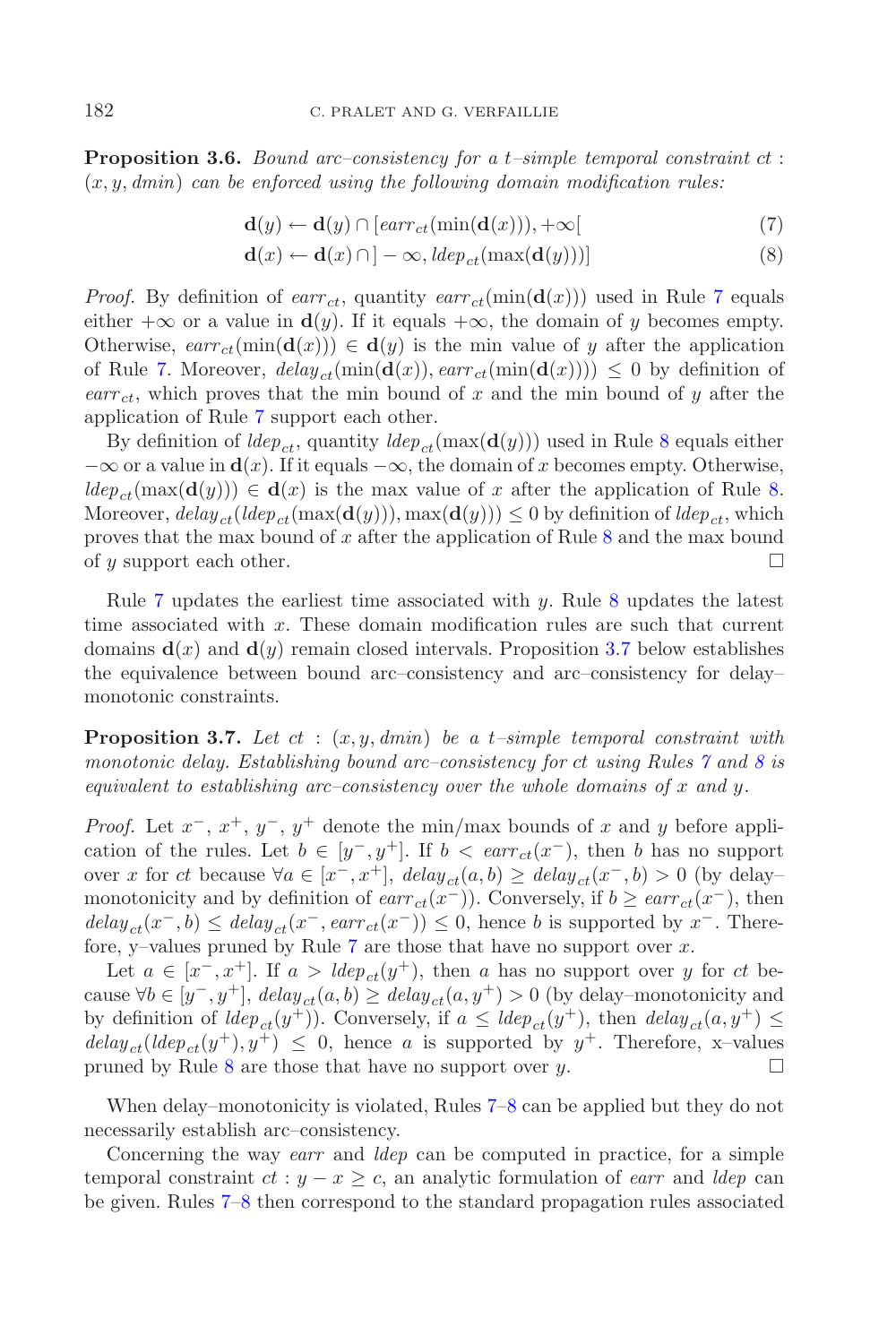**Proposition 3.6.** *Bound arc–consistency for a t–simple temporal constraint ct : $(x, y, dmin)$ can be enforced using the following domain modification rules:*

$$\mathbf{d}(y) \leftarrow \mathbf{d}(y) \cap [earr_{ct}(\min(\mathbf{d}(x))), +\infty[ \tag{7}$$

$$\mathbf{d}(x) \leftarrow \mathbf{d}(x) \cap ]-\infty, ldep_{ct}(\max(\mathbf{d}(y)))] \tag{8}$$

*Proof.* By definition of $earr_{ct}$, quantity $earr_{ct}(\min(\mathbf{d}(x)))$ used in Rule 7 equals either $+\infty$ or a value in $\mathbf{d}(y)$. If it equals $+\infty$, the domain of $y$ becomes empty. Otherwise, $earr_{ct}(\min(\mathbf{d}(x))) \in \mathbf{d}(y)$ is the min value of $y$ after the application of Rule 7. Moreover, $delay_{ct}(\min(\mathbf{d}(x)), earr_{ct}(\min(\mathbf{d}(x)))) \leq 0$ by definition of $earr_{ct}$, which proves that the min bound of $x$ and the min bound of $y$ after the application of Rule 7 support each other.

By definition of $ldep_{ct}$, quantity $ldep_{ct}(\max(\mathbf{d}(y)))$ used in Rule 8 equals either $-\infty$ or a value in $\mathbf{d}(x)$. If it equals $-\infty$, the domain of $x$ becomes empty. Otherwise, $ldep_{ct}(\max(\mathbf{d}(y))) \in \mathbf{d}(x)$ is the max value of $x$ after the application of Rule 8. Moreover, $delay_{ct}(ldep_{ct}(\max(\mathbf{d}(y))), \max(\mathbf{d}(y))) \leq 0$ by definition of $ldep_{ct}$, which proves that the max bound of $x$ after the application of Rule 8 and the max bound of $y$ support each other. □

Rule 7 updates the earliest time associated with $y$. Rule 8 updates the latest time associated with $x$. These domain modification rules are such that current domains $\mathbf{d}(x)$ and $\mathbf{d}(y)$ remain closed intervals. Proposition 3.7 below establishes the equivalence between bound arc–consistency and arc–consistency for delay–monotonic constraints.

**Proposition 3.7.** *Let ct : $(x, y, dmin)$ be a t–simple temporal constraint with monotonic delay. Establishing bound arc–consistency for ct using Rules 7 and 8 is equivalent to establishing arc–consistency over the whole domains of $x$ and $y$.*

*Proof.* Let $x^-$, $x^+$, $y^-$, $y^+$ denote the min/max bounds of $x$ and $y$ before application of the rules. Let $b \in [y^-, y^+]$. If $b < earr_{ct}(x^-)$, then $b$ has no support over $x$ for $ct$ because $\forall a \in [x^-, x^+]$, $delay_{ct}(a, b) \geq delay_{ct}(x^-, b) > 0$ (by delay–monotonicity and by definition of $earr_{ct}(x^-)$). Conversely, if $b \geq earr_{ct}(x^-)$, then $delay_{ct}(x^-, b) \leq delay_{ct}(x^-, earr_{ct}(x^-)) \leq 0$, hence $b$ is supported by $x^-$. Therefore, y–values pruned by Rule 7 are those that have no support over $x$.

Let $a \in [x^-, x^+]$. If $a > ldep_{ct}(y^+)$, then $a$ has no support over $y$ for $ct$ because $\forall b \in [y^-, y^+]$, $delay_{ct}(a, b) \geq delay_{ct}(a, y^+) > 0$ (by delay–monotonicity and by definition of $ldep_{ct}(y^+)$). Conversely, if $a \leq ldep_{ct}(y^+)$, then $delay_{ct}(a, y^+) \leq delay_{ct}(ldep_{ct}(y^+), y^+) \leq 0$, hence $a$ is supported by $y^+$. Therefore, x–values pruned by Rule 8 are those that have no support over $y$. □

When delay–monotonicity is violated, Rules 7–8 can be applied but they do not necessarily establish arc–consistency.

Concerning the way $earr$ and $ldep$ can be computed in practice, for a simple temporal constraint $ct : y - x \geq c$, an analytic formulation of $earr$ and $ldep$ can be given. Rules 7–8 then correspond to the standard propagation rules associated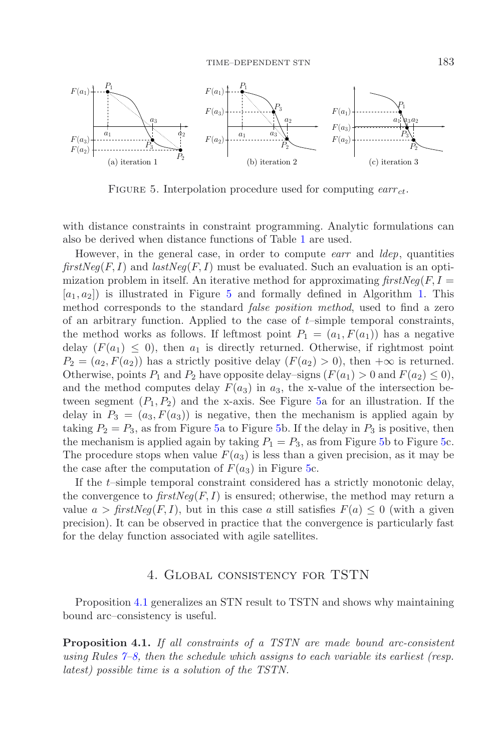FIGURE 5. Interpolation procedure used for computing $earr_{ct}$.

with distance constraints in constraint programming. Analytic formulations can also be derived when distance functions of Table 1 are used.

However, in the general case, in order to compute *earr* and *ldep*, quantities $firstNeg(F, I)$ and $lastNeg(F, I)$ must be evaluated. Such an evaluation is an optimization problem in itself. An iterative method for approximating $firstNeg(F, I = [a_1, a_2])$ is illustrated in Figure 5 and formally defined in Algorithm 1. This method corresponds to the standard *false position method*, used to find a zero of an arbitrary function. Applied to the case of $t$–simple temporal constraints, the method works as follows. If leftmost point $P_1 = (a_1, F(a_1))$ has a negative delay ($F(a_1) \leq 0$), then $a_1$ is directly returned. Otherwise, if rightmost point $P_2 = (a_2, F(a_2))$ has a strictly positive delay ($F(a_2) > 0$), then $+\infty$ is returned. Otherwise, points $P_1$ and $P_2$ have opposite delay–signs ($F(a_1) > 0$ and $F(a_2) \leq 0$), and the method computes delay $F(a_3)$ in $a_3$, the x-value of the intersection between segment $(P_1, P_2)$ and the x-axis. See Figure 5a for an illustration. If the delay in $P_3 = (a_3, F(a_3))$ is negative, then the mechanism is applied again by taking $P_2 = P_3$, as from Figure 5a to Figure 5b. If the delay in $P_3$ is positive, then the mechanism is applied again by taking $P_1 = P_3$, as from Figure 5b to Figure 5c. The procedure stops when value $F(a_3)$ is less than a given precision, as it may be the case after the computation of $F(a_3)$ in Figure 5c.

If the $t$–simple temporal constraint considered has a strictly monotonic delay, the convergence to $firstNeg(F, I)$ is ensured; otherwise, the method may return a value $a > firstNeg(F, I)$, but in this case $a$ still satisfies $F(a) \leq 0$ (with a given precision). It can be observed in practice that the convergence is particularly fast for the delay function associated with agile satellites.

## 4. Global consistency for TSTN

Proposition 4.1 generalizes an STN result to TSTN and shows why maintaining bound arc–consistency is useful.

**Proposition 4.1.** *If all constraints of a TSTN are made bound arc-consistent using Rules 7–8, then the schedule which assigns to each variable its earliest (resp. latest) possible time is a solution of the TSTN.*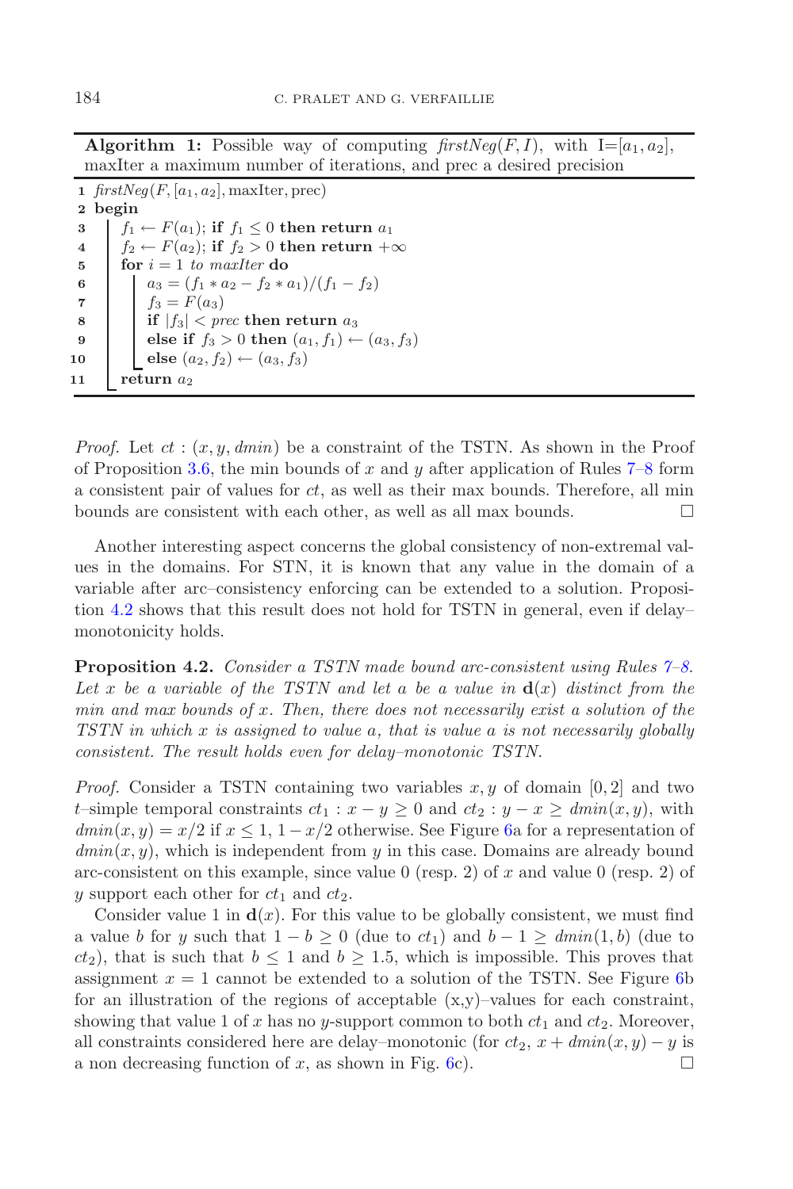**Algorithm 1:** Possible way of computing *firstNeg*$(F, I)$, with I=$[a_1, a_2]$, maxIter a maximum number of iterations, and prec a desired precision

```
1  firstNeg(F, [a1, a2], maxIter, prec)
2  begin
3     f1 ← F(a1); if f1 ≤ 0 then return a1
4     f2 ← F(a2); if f2 > 0 then return +∞
5     for i = 1 to maxIter do
6        a3 = (f1 * a2 − f2 * a1)/(f1 − f2)
7        f3 = F(a3)
8        if |f3| < prec then return a3
9        else if f3 > 0 then (a1, f1) ← (a3, f3)
10       else (a2, f2) ← (a3, f3)
11    return a2
```

*Proof.* Let $ct : (x, y, dmin)$ be a constraint of the TSTN. As shown in the Proof of Proposition 3.6, the min bounds of $x$ and $y$ after application of Rules 7–8 form a consistent pair of values for $ct$, as well as their max bounds. Therefore, all min bounds are consistent with each other, as well as all max bounds. □

Another interesting aspect concerns the global consistency of non-extremal values in the domains. For STN, it is known that any value in the domain of a variable after arc–consistency enforcing can be extended to a solution. Proposition 4.2 shows that this result does not hold for TSTN in general, even if delay–monotonicity holds.

**Proposition 4.2.** *Consider a TSTN made bound arc-consistent using Rules 7–8. Let $x$ be a variable of the TSTN and let $a$ be a value in $\mathbf{d}(x)$ distinct from the min and max bounds of $x$. Then, there does not necessarily exist a solution of the TSTN in which $x$ is assigned to value $a$, that is value $a$ is not necessarily globally consistent. The result holds even for delay–monotonic TSTN.*

*Proof.* Consider a TSTN containing two variables $x, y$ of domain $[0, 2]$ and two $t$–simple temporal constraints $ct_1 : x - y \geq 0$ and $ct_2 : y - x \geq dmin(x, y)$, with $dmin(x, y) = x/2$ if $x \leq 1$, $1 - x/2$ otherwise. See Figure 6a for a representation of $dmin(x, y)$, which is independent from $y$ in this case. Domains are already bound arc-consistent on this example, since value 0 (resp. 2) of $x$ and value 0 (resp. 2) of $y$ support each other for $ct_1$ and $ct_2$.

Consider value 1 in $\mathbf{d}(x)$. For this value to be globally consistent, we must find a value $b$ for $y$ such that $1 - b \geq 0$ (due to $ct_1$) and $b - 1 \geq dmin(1, b)$ (due to $ct_2$), that is such that $b \leq 1$ and $b \geq 1.5$, which is impossible. This proves that assignment $x = 1$ cannot be extended to a solution of the TSTN. See Figure 6b for an illustration of the regions of acceptable (x,y)–values for each constraint, showing that value 1 of $x$ has no $y$-support common to both $ct_1$ and $ct_2$. Moreover, all constraints considered here are delay–monotonic (for $ct_2$, $x + dmin(x, y) - y$ is a non decreasing function of $x$, as shown in Fig. 6c). □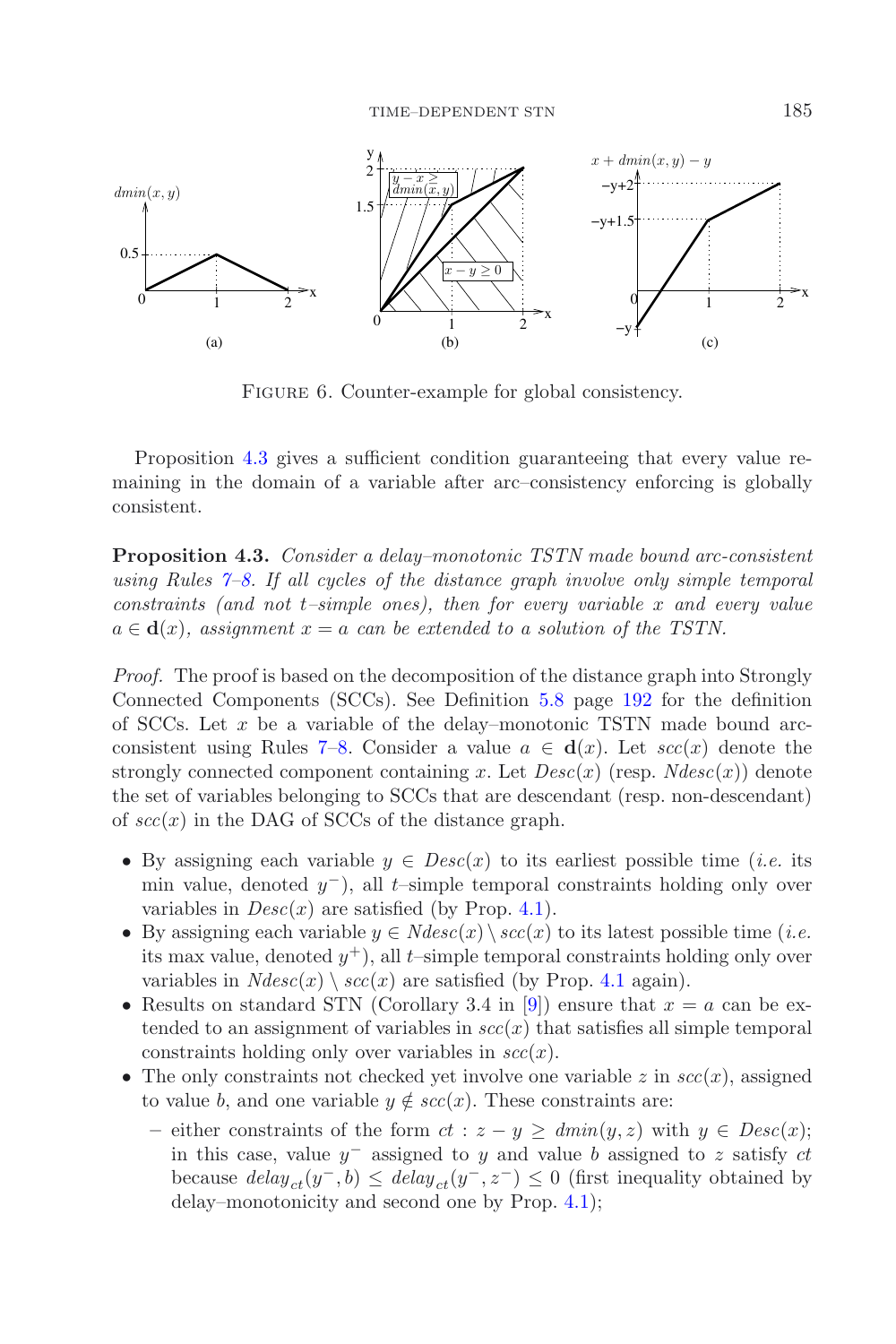FIGURE 6. Counter-example for global consistency.

Proposition 4.3 gives a sufficient condition guaranteeing that every value remaining in the domain of a variable after arc–consistency enforcing is globally consistent.

**Proposition 4.3.** *Consider a delay–monotonic TSTN made bound arc-consistent using Rules 7–8. If all cycles of the distance graph involve only simple temporal constraints (and not t–simple ones), then for every variable $x$ and every value $a \in \mathbf{d}(x)$, assignment $x = a$ can be extended to a solution of the TSTN.*

*Proof.* The proof is based on the decomposition of the distance graph into Strongly Connected Components (SCCs). See Definition 5.8 page 192 for the definition of SCCs. Let $x$ be a variable of the delay–monotonic TSTN made bound arc-consistent using Rules 7–8. Consider a value $a \in \mathbf{d}(x)$. Let $scc(x)$ denote the strongly connected component containing $x$. Let $Desc(x)$ (resp. $Ndesc(x)$) denote the set of variables belonging to SCCs that are descendant (resp. non-descendant) of $scc(x)$ in the DAG of SCCs of the distance graph.

- By assigning each variable $y \in Desc(x)$ to its earliest possible time (*i.e.* its min value, denoted $y^-$), all $t$–simple temporal constraints holding only over variables in $Desc(x)$ are satisfied (by Prop. 4.1).
- By assigning each variable $y \in Ndesc(x) \setminus scc(x)$ to its latest possible time (*i.e.* its max value, denoted $y^+$), all $t$–simple temporal constraints holding only over variables in $Ndesc(x) \setminus scc(x)$ are satisfied (by Prop. 4.1 again).
- Results on standard STN (Corollary 3.4 in [9]) ensure that $x = a$ can be extended to an assignment of variables in $scc(x)$ that satisfies all simple temporal constraints holding only over variables in $scc(x)$.
- The only constraints not checked yet involve one variable $z$ in $scc(x)$, assigned to value $b$, and one variable $y \notin scc(x)$. These constraints are:
  - either constraints of the form $ct : z - y \geq dmin(y, z)$ with $y \in Desc(x)$; in this case, value $y^-$ assigned to $y$ and value $b$ assigned to $z$ satisfy $ct$ because $delay_{ct}(y^-, b) \leq delay_{ct}(y^-, z^-) \leq 0$ (first inequality obtained by delay–monotonicity and second one by Prop. 4.1);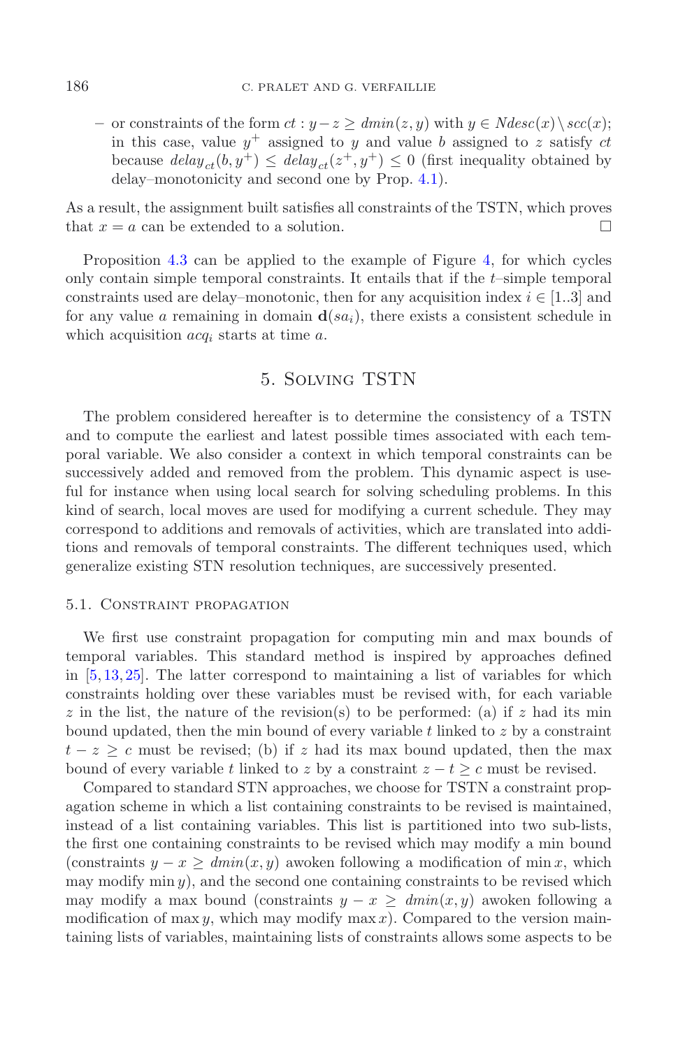– or constraints of the form $ct : y - z \geq dmin(z, y)$ with $y \in Ndesc(x) \setminus scc(x)$; in this case, value $y^+$ assigned to $y$ and value $b$ assigned to $z$ satisfy $ct$ because $delay_{ct}(b, y^+) \leq delay_{ct}(z^+, y^+) \leq 0$ (first inequality obtained by delay–monotonicity and second one by Prop. 4.1).

As a result, the assignment built satisfies all constraints of the TSTN, which proves that $x = a$ can be extended to a solution. □

Proposition 4.3 can be applied to the example of Figure 4, for which cycles only contain simple temporal constraints. It entails that if the $t$–simple temporal constraints used are delay–monotonic, then for any acquisition index $i \in [1..3]$ and for any value $a$ remaining in domain $\mathbf{d}(sa_i)$, there exists a consistent schedule in which acquisition $acq_i$ starts at time $a$.

## 5. Solving TSTN

The problem considered hereafter is to determine the consistency of a TSTN and to compute the earliest and latest possible times associated with each temporal variable. We also consider a context in which temporal constraints can be successively added and removed from the problem. This dynamic aspect is useful for instance when using local search for solving scheduling problems. In this kind of search, local moves are used for modifying a current schedule. They may correspond to additions and removals of activities, which are translated into additions and removals of temporal constraints. The different techniques used, which generalize existing STN resolution techniques, are successively presented.

### 5.1. Constraint propagation

We first use constraint propagation for computing min and max bounds of temporal variables. This standard method is inspired by approaches defined in [5,13,25]. The latter correspond to maintaining a list of variables for which constraints holding over these variables must be revised with, for each variable $z$ in the list, the nature of the revision(s) to be performed: (a) if $z$ had its min bound updated, then the min bound of every variable $t$ linked to $z$ by a constraint $t - z \geq c$ must be revised; (b) if $z$ had its max bound updated, then the max bound of every variable $t$ linked to $z$ by a constraint $z - t \geq c$ must be revised.

Compared to standard STN approaches, we choose for TSTN a constraint propagation scheme in which a list containing constraints to be revised is maintained, instead of a list containing variables. This list is partitioned into two sub-lists, the first one containing constraints to be revised which may modify a min bound (constraints $y - x \geq dmin(x, y)$ awoken following a modification of $\min x$, which may modify $\min y$), and the second one containing constraints to be revised which may modify a max bound (constraints $y - x \geq dmin(x, y)$ awoken following a modification of $\max y$, which may modify $\max x$). Compared to the version maintaining lists of variables, maintaining lists of constraints allows some aspects to be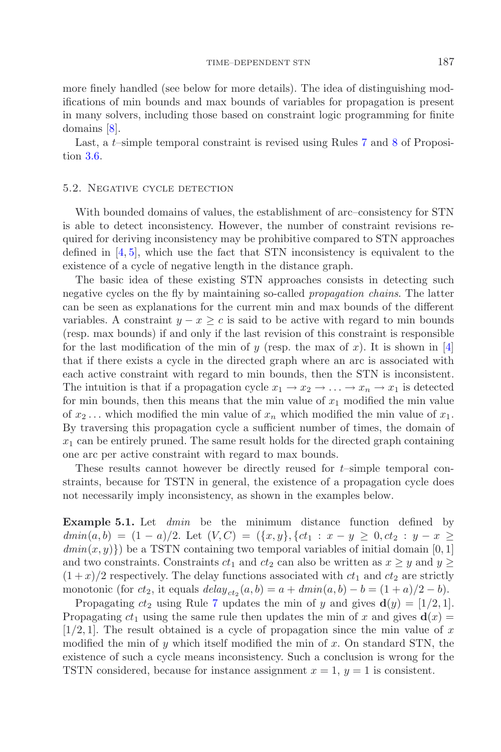more finely handled (see below for more details). The idea of distinguishing modifications of min bounds and max bounds of variables for propagation is present in many solvers, including those based on constraint logic programming for finite domains [8].

Last, a $t$–simple temporal constraint is revised using Rules 7 and 8 of Proposition 3.6.

## 5.2. Negative cycle detection

With bounded domains of values, the establishment of arc–consistency for STN is able to detect inconsistency. However, the number of constraint revisions required for deriving inconsistency may be prohibitive compared to STN approaches defined in [4, 5], which use the fact that STN inconsistency is equivalent to the existence of a cycle of negative length in the distance graph.

The basic idea of these existing STN approaches consists in detecting such negative cycles on the fly by maintaining so-called *propagation chains*. The latter can be seen as explanations for the current min and max bounds of the different variables. A constraint $y - x \geq c$ is said to be active with regard to min bounds (resp. max bounds) if and only if the last revision of this constraint is responsible for the last modification of the min of $y$ (resp. the max of $x$). It is shown in [4] that if there exists a cycle in the directed graph where an arc is associated with each active constraint with regard to min bounds, then the STN is inconsistent. The intuition is that if a propagation cycle $x_1 \to x_2 \to \ldots \to x_n \to x_1$ is detected for min bounds, then this means that the min value of $x_1$ modified the min value of $x_2 \ldots$ which modified the min value of $x_n$ which modified the min value of $x_1$. By traversing this propagation cycle a sufficient number of times, the domain of $x_1$ can be entirely pruned. The same result holds for the directed graph containing one arc per active constraint with regard to max bounds.

These results cannot however be directly reused for $t$–simple temporal constraints, because for TSTN in general, the existence of a propagation cycle does not necessarily imply inconsistency, as shown in the examples below.

**Example 5.1.** Let *dmin* be the minimum distance function defined by $dmin(a, b) = (1 - a)/2$. Let $(V, C) = (\{x, y\}, \{ct_1 : x - y \geq 0, ct_2 : y - x \geq dmin(x, y)\})$ be a TSTN containing two temporal variables of initial domain $[0, 1]$ and two constraints. Constraints $ct_1$ and $ct_2$ can also be written as $x \geq y$ and $y \geq (1 + x)/2$ respectively. The delay functions associated with $ct_1$ and $ct_2$ are strictly monotonic (for $ct_2$, it equals $delay_{ct_2}(a, b) = a + dmin(a, b) - b = (1 + a)/2 - b$).

Propagating $ct_2$ using Rule 7 updates the min of $y$ and gives $\mathbf{d}(y) = [1/2, 1]$. Propagating $ct_1$ using the same rule then updates the min of $x$ and gives $\mathbf{d}(x) = [1/2, 1]$. The result obtained is a cycle of propagation since the min value of $x$ modified the min of $y$ which itself modified the min of $x$. On standard STN, the existence of such a cycle means inconsistency. Such a conclusion is wrong for the TSTN considered, because for instance assignment $x = 1$, $y = 1$ is consistent.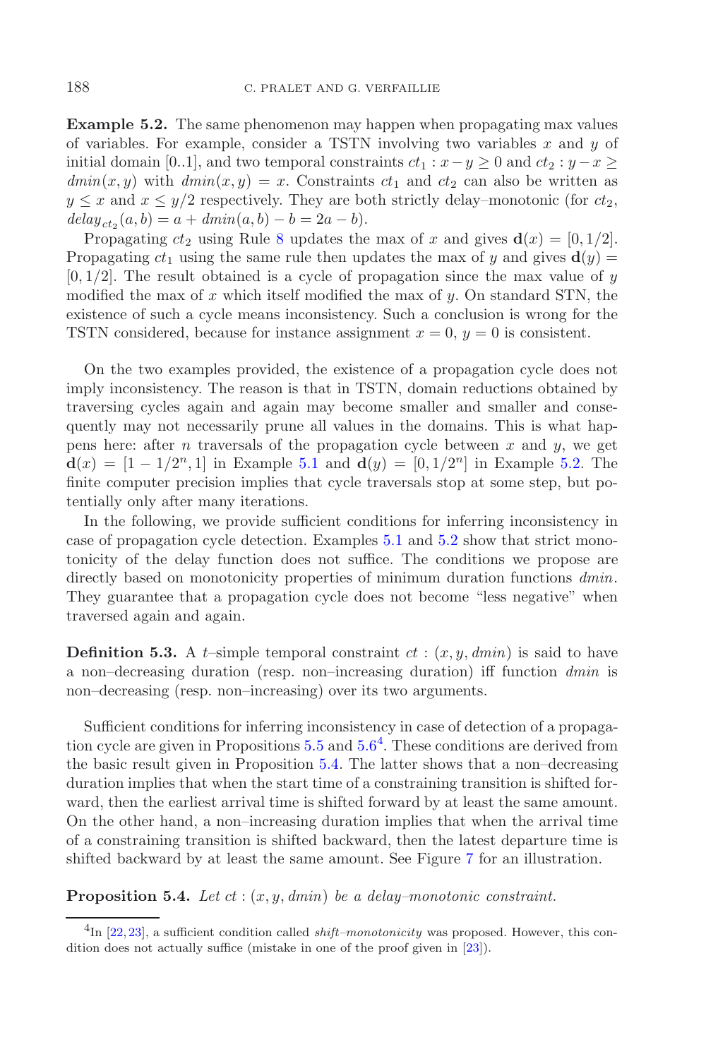**Example 5.2.** The same phenomenon may happen when propagating max values of variables. For example, consider a TSTN involving two variables $x$ and $y$ of initial domain $[0..1]$, and two temporal constraints $ct_1 : x - y \geq 0$ and $ct_2 : y - x \geq dmin(x, y)$ with $dmin(x, y) = x$. Constraints $ct_1$ and $ct_2$ can also be written as $y \leq x$ and $x \leq y/2$ respectively. They are both strictly delay–monotonic (for $ct_2$, $delay_{ct_2}(a, b) = a + dmin(a, b) - b = 2a - b$).

Propagating $ct_2$ using Rule 8 updates the max of $x$ and gives $\mathbf{d}(x) = [0, 1/2]$. Propagating $ct_1$ using the same rule then updates the max of $y$ and gives $\mathbf{d}(y) = [0, 1/2]$. The result obtained is a cycle of propagation since the max value of $y$ modified the max of $x$ which itself modified the max of $y$. On standard STN, the existence of such a cycle means inconsistency. Such a conclusion is wrong for the TSTN considered, because for instance assignment $x = 0$, $y = 0$ is consistent.

On the two examples provided, the existence of a propagation cycle does not imply inconsistency. The reason is that in TSTN, domain reductions obtained by traversing cycles again and again may become smaller and smaller and consequently may not necessarily prune all values in the domains. This is what happens here: after $n$ traversals of the propagation cycle between $x$ and $y$, we get $\mathbf{d}(x) = [1 - 1/2^n, 1]$ in Example 5.1 and $\mathbf{d}(y) = [0, 1/2^n]$ in Example 5.2. The finite computer precision implies that cycle traversals stop at some step, but potentially only after many iterations.

In the following, we provide sufficient conditions for inferring inconsistency in case of propagation cycle detection. Examples 5.1 and 5.2 show that strict monotonicity of the delay function does not suffice. The conditions we propose are directly based on monotonicity properties of minimum duration functions $dmin$. They guarantee that a propagation cycle does not become "less negative" when traversed again and again.

**Definition 5.3.** A $t$–simple temporal constraint $ct : (x, y, dmin)$ is said to have a non–decreasing duration (resp. non–increasing duration) iff function $dmin$ is non–decreasing (resp. non–increasing) over its two arguments.

Sufficient conditions for inferring inconsistency in case of detection of a propagation cycle are given in Propositions 5.5 and 5.6[4]. These conditions are derived from the basic result given in Proposition 5.4. The latter shows that a non–decreasing duration implies that when the start time of a constraining transition is shifted forward, then the earliest arrival time is shifted forward by at least the same amount. On the other hand, a non–increasing duration implies that when the arrival time of a constraining transition is shifted backward, then the latest departure time is shifted backward by at least the same amount. See Figure 7 for an illustration.

**Proposition 5.4.** *Let $ct : (x, y, dmin)$ be a delay–monotonic constraint.*

[4] In [22, 23], a sufficient condition called *shift–monotonicity* was proposed. However, this condition does not actually suffice (mistake in one of the proof given in [23]).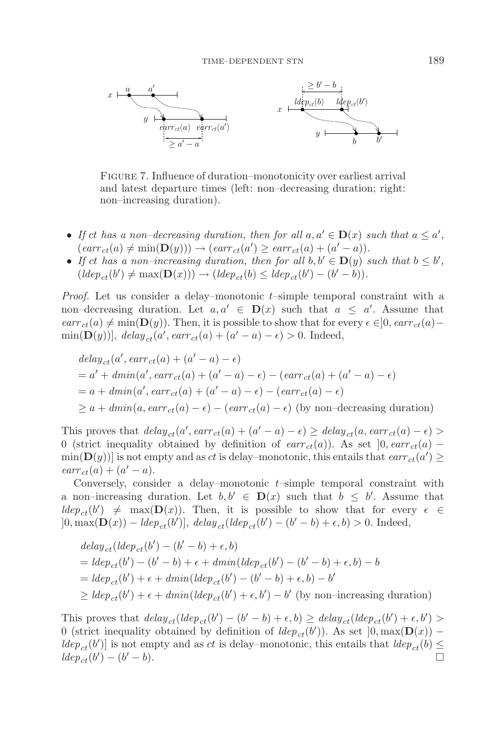FIGURE 7. Influence of duration–monotonicity over earliest arrival and latest departure times (left: non–decreasing duration; right: non–increasing duration).

- *If ct has a non–decreasing duration, then for all* $a, a' \in \mathbf{D}(x)$ *such that* $a \leq a'$, $(earr_{ct}(a) \neq \min(\mathbf{D}(y))) \rightarrow (earr_{ct}(a') \geq earr_{ct}(a) + (a' - a))$.
- *If ct has a non–increasing duration, then for all* $b, b' \in \mathbf{D}(y)$ *such that* $b \leq b'$, $(ldep_{ct}(b') \neq \max(\mathbf{D}(x))) \rightarrow (ldep_{ct}(b) \leq ldep_{ct}(b') - (b' - b))$.

*Proof.* Let us consider a delay–monotonic $t$–simple temporal constraint with a non–decreasing duration. Let $a, a' \in \mathbf{D}(x)$ such that $a \leq a'$. Assume that $earr_{ct}(a) \neq \min(\mathbf{D}(y))$. Then, it is possible to show that for every $\epsilon \in ]0, earr_{ct}(a) - \min(\mathbf{D}(y))]$, $delay_{ct}(a', earr_{ct}(a) + (a' - a) - \epsilon) > 0$. Indeed,

$$
\begin{aligned}
&delay_{ct}(a', earr_{ct}(a) + (a' - a) - \epsilon) \\
&= a' + dmin(a', earr_{ct}(a) + (a' - a) - \epsilon) - (earr_{ct}(a) + (a' - a) - \epsilon) \\
&= a + dmin(a', earr_{ct}(a) + (a' - a) - \epsilon) - (earr_{ct}(a) - \epsilon) \\
&\geq a + dmin(a, earr_{ct}(a) - \epsilon) - (earr_{ct}(a) - \epsilon) \text{ (by non–decreasing duration)}
\end{aligned}
$$

This proves that $delay_{ct}(a', earr_{ct}(a) + (a' - a) - \epsilon) \geq delay_{ct}(a, earr_{ct}(a) - \epsilon) > 0$ (strict inequality obtained by definition of $earr_{ct}(a)$). As set $]0, earr_{ct}(a) - \min(\mathbf{D}(y))]$ is not empty and as $ct$ is delay–monotonic, this entails that $earr_{ct}(a') \geq earr_{ct}(a) + (a' - a)$.

Conversely, consider a delay–monotonic $t$–simple temporal constraint with a non–increasing duration. Let $b, b' \in \mathbf{D}(x)$ such that $b \leq b'$. Assume that $ldep_{ct}(b') \neq \max(\mathbf{D}(x))$. Then, it is possible to show that for every $\epsilon \in ]0, \max(\mathbf{D}(x)) - ldep_{ct}(b')]$, $delay_{ct}(ldep_{ct}(b') - (b' - b) + \epsilon, b) > 0$. Indeed,

$$
\begin{aligned}
&delay_{ct}(ldep_{ct}(b') - (b' - b) + \epsilon, b) \\
&= ldep_{ct}(b') - (b' - b) + \epsilon + dmin(ldep_{ct}(b') - (b' - b) + \epsilon, b) - b \\
&= ldep_{ct}(b') + \epsilon + dmin(ldep_{ct}(b') - (b' - b) + \epsilon, b) - b' \\
&\geq ldep_{ct}(b') + \epsilon + dmin(ldep_{ct}(b') + \epsilon, b') - b' \text{ (by non–increasing duration)}
\end{aligned}
$$

This proves that $delay_{ct}(ldep_{ct}(b') - (b' - b) + \epsilon, b) \geq delay_{ct}(ldep_{ct}(b') + \epsilon, b') > 0$ (strict inequality obtained by definition of $ldep_{ct}(b')$). As set $]0, \max(\mathbf{D}(x)) - ldep_{ct}(b')]$ is not empty and as $ct$ is delay–monotonic, this entails that $ldep_{ct}(b) \leq ldep_{ct}(b') - (b' - b)$. $\square$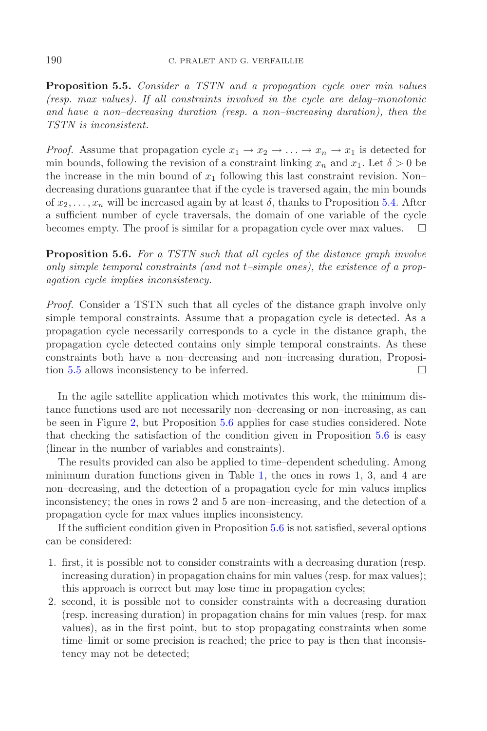**Proposition 5.5.** *Consider a TSTN and a propagation cycle over min values (resp. max values). If all constraints involved in the cycle are delay–monotonic and have a non–decreasing duration (resp. a non–increasing duration), then the TSTN is inconsistent.*

*Proof.* Assume that propagation cycle $x_1 \to x_2 \to \ldots \to x_n \to x_1$ is detected for min bounds, following the revision of a constraint linking $x_n$ and $x_1$. Let $\delta > 0$ be the increase in the min bound of $x_1$ following this last constraint revision. Non–decreasing durations guarantee that if the cycle is traversed again, the min bounds of $x_2, \ldots, x_n$ will be increased again by at least $\delta$, thanks to Proposition 5.4. After a sufficient number of cycle traversals, the domain of one variable of the cycle becomes empty. The proof is similar for a propagation cycle over max values. □

**Proposition 5.6.** *For a TSTN such that all cycles of the distance graph involve only simple temporal constraints (and not t–simple ones), the existence of a propagation cycle implies inconsistency.*

*Proof.* Consider a TSTN such that all cycles of the distance graph involve only simple temporal constraints. Assume that a propagation cycle is detected. As a propagation cycle necessarily corresponds to a cycle in the distance graph, the propagation cycle detected contains only simple temporal constraints. As these constraints both have a non–decreasing and non–increasing duration, Proposition 5.5 allows inconsistency to be inferred. □

In the agile satellite application which motivates this work, the minimum distance functions used are not necessarily non–decreasing or non–increasing, as can be seen in Figure 2, but Proposition 5.6 applies for case studies considered. Note that checking the satisfaction of the condition given in Proposition 5.6 is easy (linear in the number of variables and constraints).

The results provided can also be applied to time–dependent scheduling. Among minimum duration functions given in Table 1, the ones in rows 1, 3, and 4 are non–decreasing, and the detection of a propagation cycle for min values implies inconsistency; the ones in rows 2 and 5 are non–increasing, and the detection of a propagation cycle for max values implies inconsistency.

If the sufficient condition given in Proposition 5.6 is not satisfied, several options can be considered:

1. first, it is possible not to consider constraints with a decreasing duration (resp. increasing duration) in propagation chains for min values (resp. for max values); this approach is correct but may lose time in propagation cycles;
2. second, it is possible not to consider constraints with a decreasing duration (resp. increasing duration) in propagation chains for min values (resp. for max values), as in the first point, but to stop propagating constraints when some time–limit or some precision is reached; the price to pay is then that inconsistency may not be detected;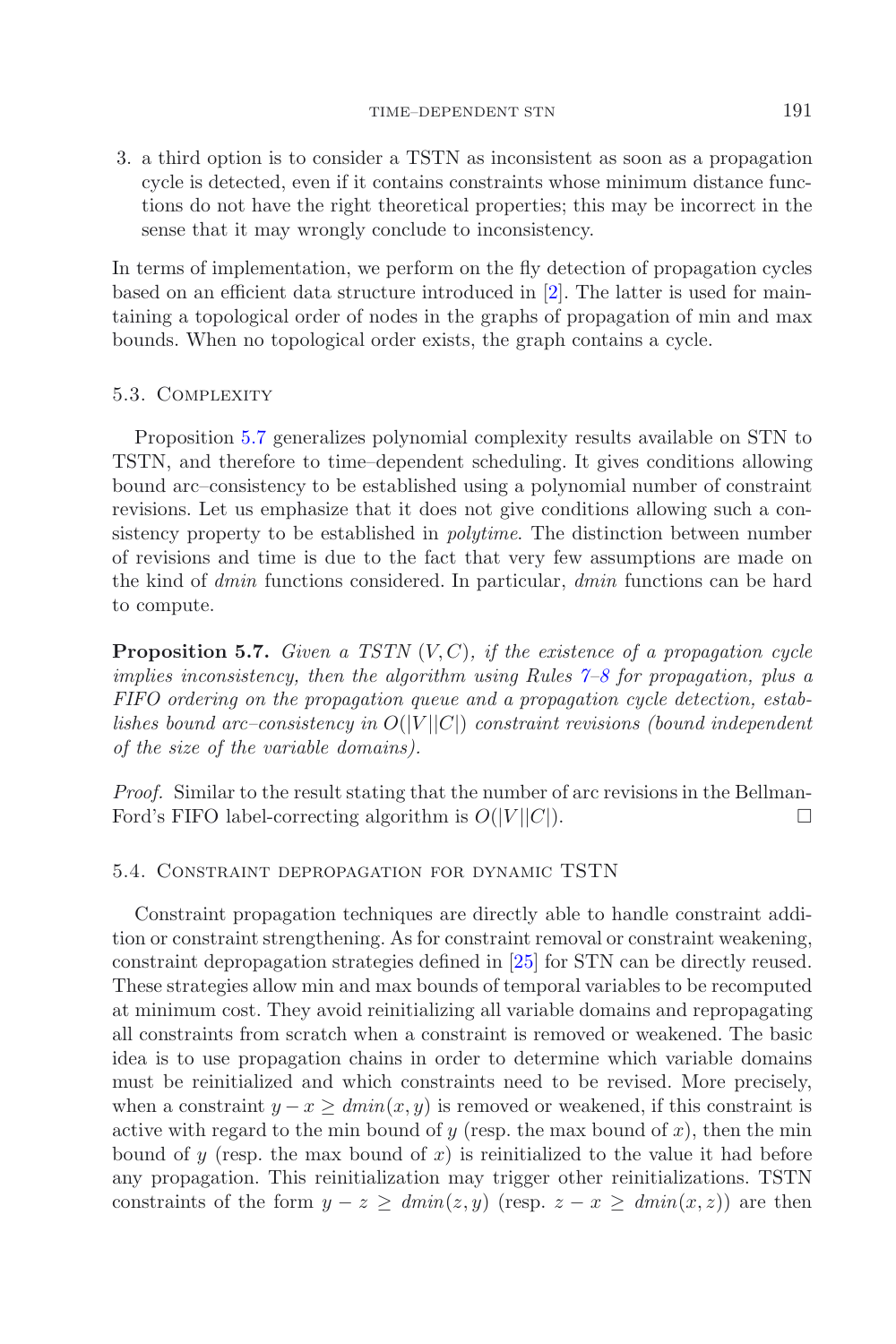3. a third option is to consider a TSTN as inconsistent as soon as a propagation cycle is detected, even if it contains constraints whose minimum distance functions do not have the right theoretical properties; this may be incorrect in the sense that it may wrongly conclude to inconsistency.

In terms of implementation, we perform on the fly detection of propagation cycles based on an efficient data structure introduced in [2]. The latter is used for maintaining a topological order of nodes in the graphs of propagation of min and max bounds. When no topological order exists, the graph contains a cycle.

### 5.3. Complexity

Proposition 5.7 generalizes polynomial complexity results available on STN to TSTN, and therefore to time–dependent scheduling. It gives conditions allowing bound arc–consistency to be established using a polynomial number of constraint revisions. Let us emphasize that it does not give conditions allowing such a consistency property to be established in *polytime*. The distinction between number of revisions and time is due to the fact that very few assumptions are made on the kind of *dmin* functions considered. In particular, *dmin* functions can be hard to compute.

**Proposition 5.7.** *Given a TSTN* $(V, C)$*, if the existence of a propagation cycle implies inconsistency, then the algorithm using Rules 7–8 for propagation, plus a FIFO ordering on the propagation queue and a propagation cycle detection, establishes bound arc–consistency in* $O(|V||C|)$ *constraint revisions (bound independent of the size of the variable domains).*

*Proof.* Similar to the result stating that the number of arc revisions in the Bellman-Ford's FIFO label-correcting algorithm is $O(|V||C|)$. □

### 5.4. Constraint depropagation for dynamic TSTN

Constraint propagation techniques are directly able to handle constraint addition or constraint strengthening. As for constraint removal or constraint weakening, constraint depropagation strategies defined in [25] for STN can be directly reused. These strategies allow min and max bounds of temporal variables to be recomputed at minimum cost. They avoid reinitializing all variable domains and repropagating all constraints from scratch when a constraint is removed or weakened. The basic idea is to use propagation chains in order to determine which variable domains must be reinitialized and which constraints need to be revised. More precisely, when a constraint $y - x \geq dmin(x, y)$ is removed or weakened, if this constraint is active with regard to the min bound of $y$ (resp. the max bound of $x$), then the min bound of $y$ (resp. the max bound of $x$) is reinitialized to the value it had before any propagation. This reinitialization may trigger other reinitializations. TSTN constraints of the form $y - z \geq dmin(z, y)$ (resp. $z - x \geq dmin(x, z)$) are then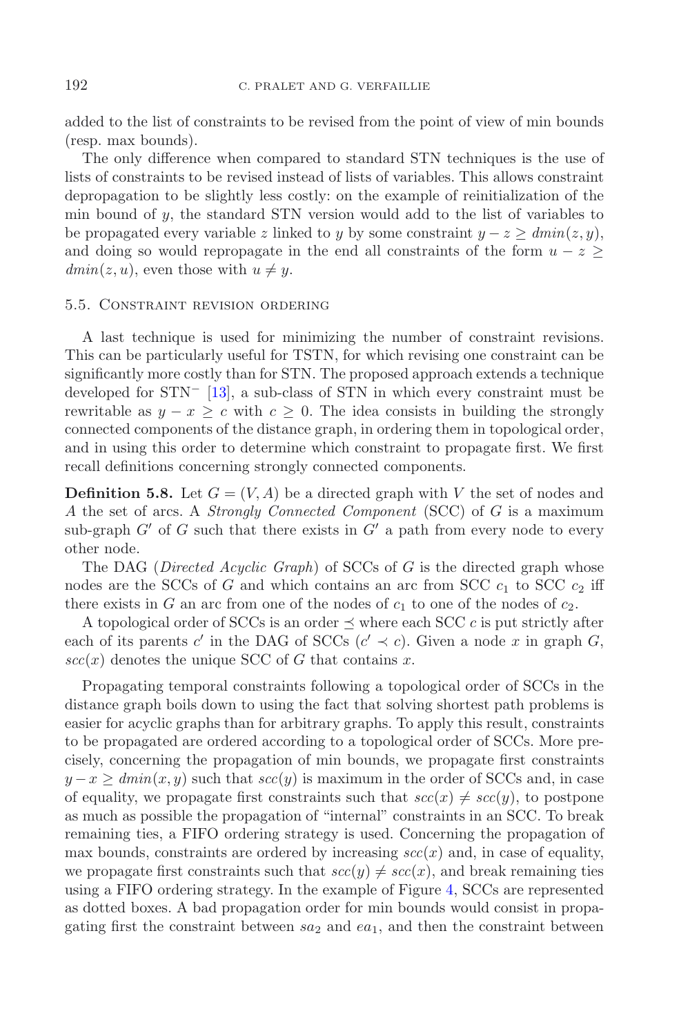added to the list of constraints to be revised from the point of view of min bounds (resp. max bounds).

The only difference when compared to standard STN techniques is the use of lists of constraints to be revised instead of lists of variables. This allows constraint depropagation to be slightly less costly: on the example of reinitialization of the min bound of $y$, the standard STN version would add to the list of variables to be propagated every variable $z$ linked to $y$ by some constraint $y - z \geq dmin(z, y)$, and doing so would repropagate in the end all constraints of the form $u - z \geq dmin(z, u)$, even those with $u \neq y$.

### 5.5. Constraint revision ordering

A last technique is used for minimizing the number of constraint revisions. This can be particularly useful for TSTN, for which revising one constraint can be significantly more costly than for STN. The proposed approach extends a technique developed for STN$^-$ [13], a sub-class of STN in which every constraint must be rewritable as $y - x \geq c$ with $c \geq 0$. The idea consists in building the strongly connected components of the distance graph, in ordering them in topological order, and in using this order to determine which constraint to propagate first. We first recall definitions concerning strongly connected components.

**Definition 5.8.** Let $G = (V, A)$ be a directed graph with $V$ the set of nodes and $A$ the set of arcs. A *Strongly Connected Component* (SCC) of $G$ is a maximum sub-graph $G'$ of $G$ such that there exists in $G'$ a path from every node to every other node.

The DAG (*Directed Acyclic Graph*) of SCCs of $G$ is the directed graph whose nodes are the SCCs of $G$ and which contains an arc from SCC $c_1$ to SCC $c_2$ iff there exists in $G$ an arc from one of the nodes of $c_1$ to one of the nodes of $c_2$.

A topological order of SCCs is an order $\preceq$ where each SCC $c$ is put strictly after each of its parents $c'$ in the DAG of SCCs ($c' \prec c$). Given a node $x$ in graph $G$, $scc(x)$ denotes the unique SCC of $G$ that contains $x$.

Propagating temporal constraints following a topological order of SCCs in the distance graph boils down to using the fact that solving shortest path problems is easier for acyclic graphs than for arbitrary graphs. To apply this result, constraints to be propagated are ordered according to a topological order of SCCs. More precisely, concerning the propagation of min bounds, we propagate first constraints $y - x \geq dmin(x, y)$ such that $scc(y)$ is maximum in the order of SCCs and, in case of equality, we propagate first constraints such that $scc(x) \neq scc(y)$, to postpone as much as possible the propagation of "internal" constraints in an SCC. To break remaining ties, a FIFO ordering strategy is used. Concerning the propagation of max bounds, constraints are ordered by increasing $scc(x)$ and, in case of equality, we propagate first constraints such that $scc(y) \neq scc(x)$, and break remaining ties using a FIFO ordering strategy. In the example of Figure 4, SCCs are represented as dotted boxes. A bad propagation order for min bounds would consist in propagating first the constraint between $sa_2$ and $ea_1$, and then the constraint between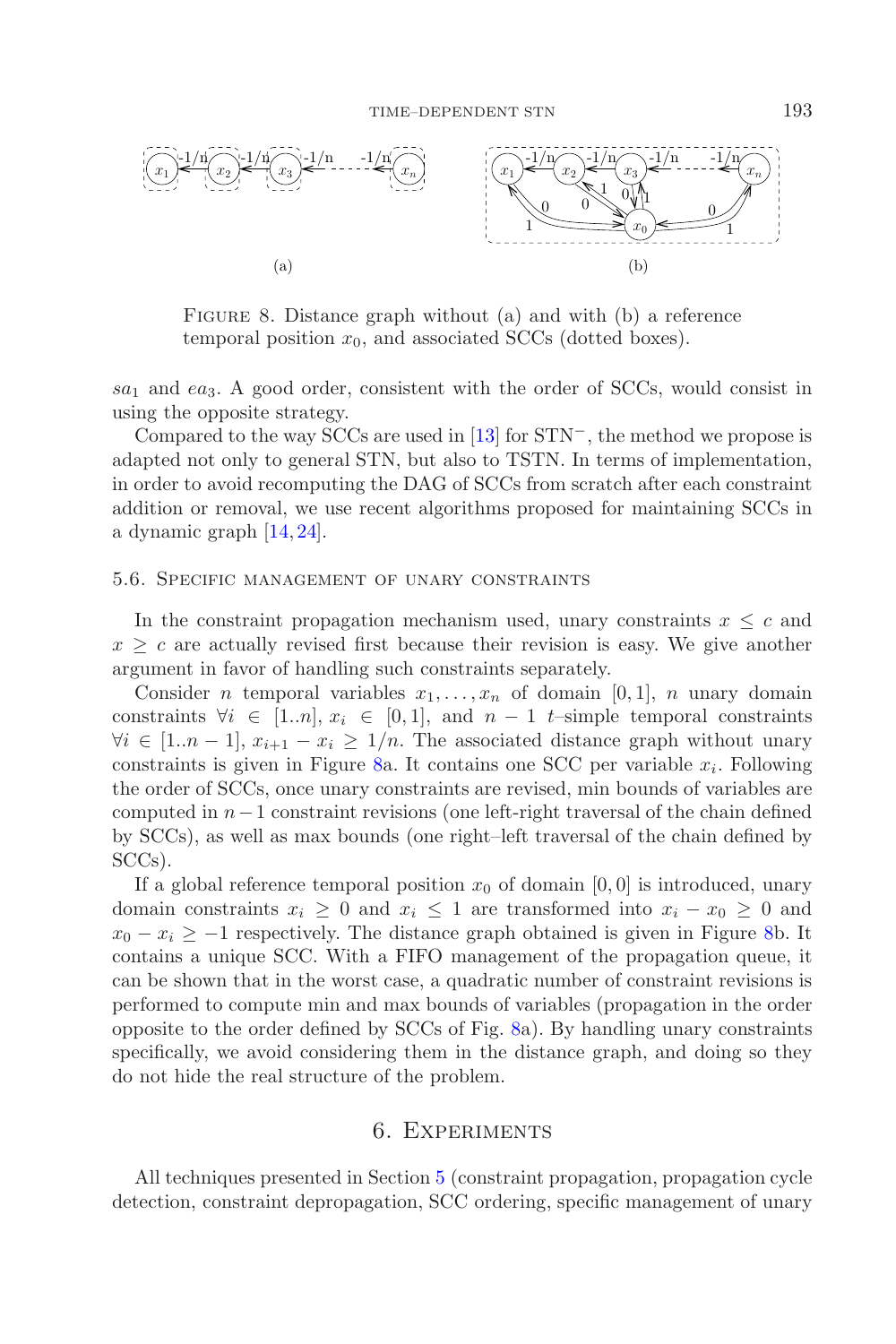FIGURE 8. Distance graph without (a) and with (b) a reference temporal position $x_0$, and associated SCCs (dotted boxes).

$sa_1$ and $ea_3$. A good order, consistent with the order of SCCs, would consist in using the opposite strategy.

Compared to the way SCCs are used in [13] for STN$^-$, the method we propose is adapted not only to general STN, but also to TSTN. In terms of implementation, in order to avoid recomputing the DAG of SCCs from scratch after each constraint addition or removal, we use recent algorithms proposed for maintaining SCCs in a dynamic graph [14, 24].

### 5.6. Specific management of unary constraints

In the constraint propagation mechanism used, unary constraints $x \leq c$ and $x \geq c$ are actually revised first because their revision is easy. We give another argument in favor of handling such constraints separately.

Consider $n$ temporal variables $x_1, \ldots, x_n$ of domain $[0, 1]$, $n$ unary domain constraints $\forall i \in [1..n]$, $x_i \in [0, 1]$, and $n - 1$ $t$–simple temporal constraints $\forall i \in [1..n-1]$, $x_{i+1} - x_i \geq 1/n$. The associated distance graph without unary constraints is given in Figure 8a. It contains one SCC per variable $x_i$. Following the order of SCCs, once unary constraints are revised, min bounds of variables are computed in $n-1$ constraint revisions (one left-right traversal of the chain defined by SCCs), as well as max bounds (one right–left traversal of the chain defined by SCCs).

If a global reference temporal position $x_0$ of domain $[0, 0]$ is introduced, unary domain constraints $x_i \geq 0$ and $x_i \leq 1$ are transformed into $x_i - x_0 \geq 0$ and $x_0 - x_i \geq -1$ respectively. The distance graph obtained is given in Figure 8b. It contains a unique SCC. With a FIFO management of the propagation queue, it can be shown that in the worst case, a quadratic number of constraint revisions is performed to compute min and max bounds of variables (propagation in the order opposite to the order defined by SCCs of Fig. 8a). By handling unary constraints specifically, we avoid considering them in the distance graph, and doing so they do not hide the real structure of the problem.

## 6. Experiments

All techniques presented in Section 5 (constraint propagation, propagation cycle detection, constraint depropagation, SCC ordering, specific management of unary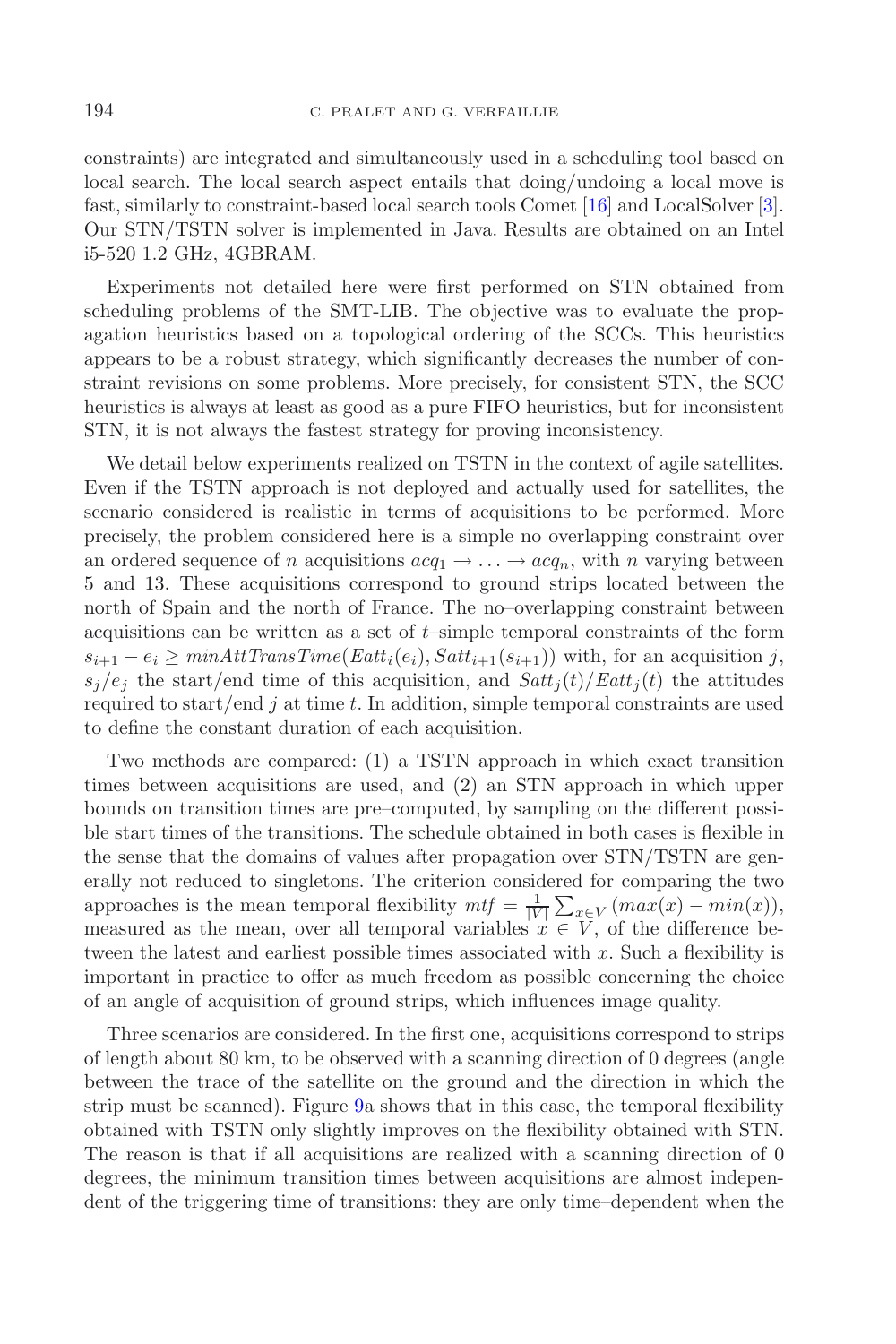constraints) are integrated and simultaneously used in a scheduling tool based on local search. The local search aspect entails that doing/undoing a local move is fast, similarly to constraint-based local search tools Comet [16] and LocalSolver [3]. Our STN/TSTN solver is implemented in Java. Results are obtained on an Intel i5-520 1.2 GHz, 4GBRAM.

Experiments not detailed here were first performed on STN obtained from scheduling problems of the SMT-LIB. The objective was to evaluate the propagation heuristics based on a topological ordering of the SCCs. This heuristics appears to be a robust strategy, which significantly decreases the number of constraint revisions on some problems. More precisely, for consistent STN, the SCC heuristics is always at least as good as a pure FIFO heuristics, but for inconsistent STN, it is not always the fastest strategy for proving inconsistency.

We detail below experiments realized on TSTN in the context of agile satellites. Even if the TSTN approach is not deployed and actually used for satellites, the scenario considered is realistic in terms of acquisitions to be performed. More precisely, the problem considered here is a simple no overlapping constraint over an ordered sequence of $n$ acquisitions $acq_1 \rightarrow \ldots \rightarrow acq_n$, with $n$ varying between 5 and 13. These acquisitions correspond to ground strips located between the north of Spain and the north of France. The no–overlapping constraint between acquisitions can be written as a set of $t$–simple temporal constraints of the form $s_{i+1} - e_i \geq minAttTransTime(Eatt_i(e_i), Satt_{i+1}(s_{i+1}))$ with, for an acquisition $j$, $s_j/e_j$ the start/end time of this acquisition, and $Satt_j(t)/Eatt_j(t)$ the attitudes required to start/end $j$ at time $t$. In addition, simple temporal constraints are used to define the constant duration of each acquisition.

Two methods are compared: (1) a TSTN approach in which exact transition times between acquisitions are used, and (2) an STN approach in which upper bounds on transition times are pre–computed, by sampling on the different possible start times of the transitions. The schedule obtained in both cases is flexible in the sense that the domains of values after propagation over STN/TSTN are generally not reduced to singletons. The criterion considered for comparing the two approaches is the mean temporal flexibility $mtf = \frac{1}{|V|}\sum_{x \in V}(max(x) - min(x))$, measured as the mean, over all temporal variables $x \in V$, of the difference between the latest and earliest possible times associated with $x$. Such a flexibility is important in practice to offer as much freedom as possible concerning the choice of an angle of acquisition of ground strips, which influences image quality.

Three scenarios are considered. In the first one, acquisitions correspond to strips of length about 80 km, to be observed with a scanning direction of 0 degrees (angle between the trace of the satellite on the ground and the direction in which the strip must be scanned). Figure 9a shows that in this case, the temporal flexibility obtained with TSTN only slightly improves on the flexibility obtained with STN. The reason is that if all acquisitions are realized with a scanning direction of 0 degrees, the minimum transition times between acquisitions are almost independent of the triggering time of transitions: they are only time–dependent when the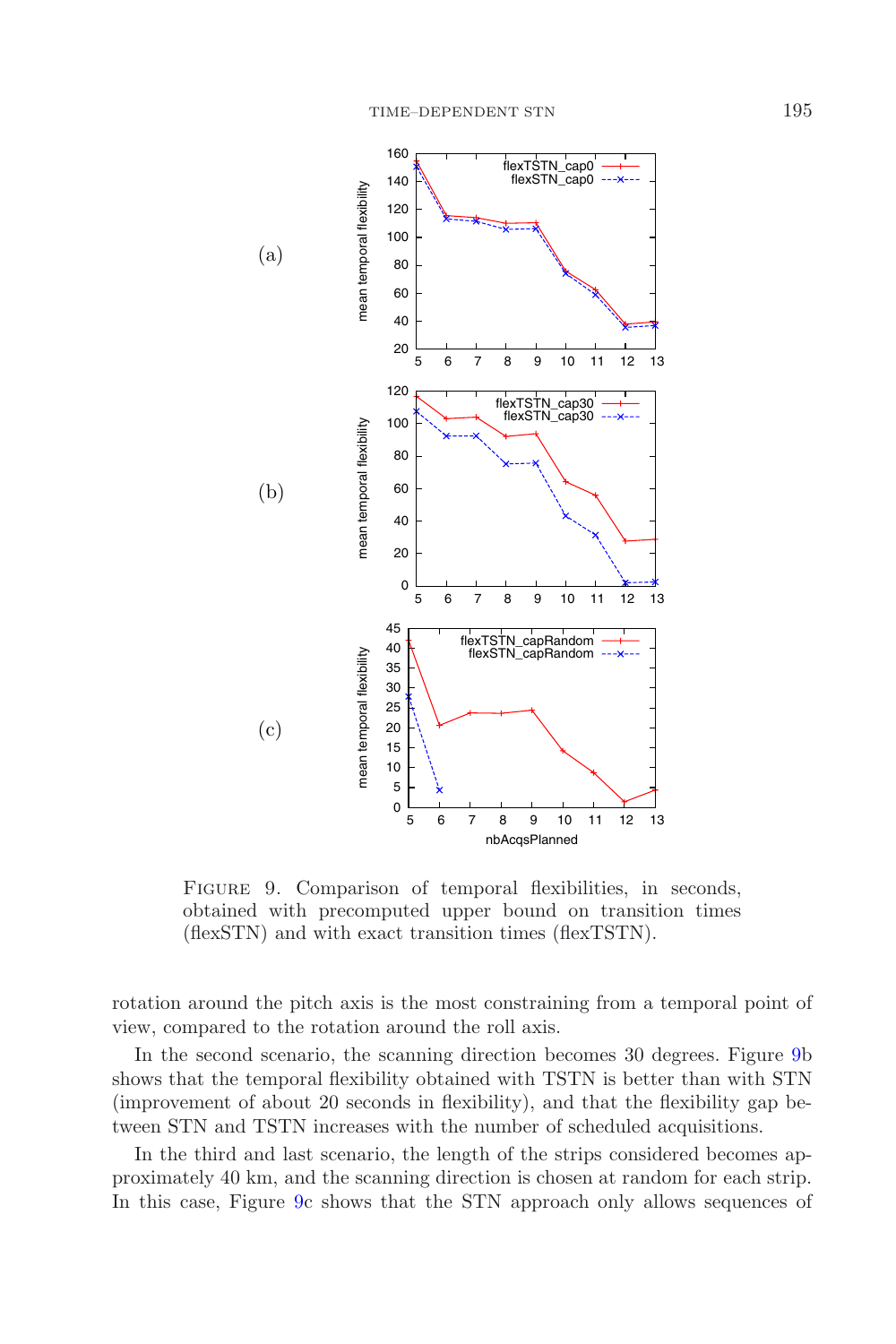FIGURE 9. Comparison of temporal flexibilities, in seconds, obtained with precomputed upper bound on transition times (flexSTN) and with exact transition times (flexTSTN).

rotation around the pitch axis is the most constraining from a temporal point of view, compared to the rotation around the roll axis.

In the second scenario, the scanning direction becomes 30 degrees. Figure 9b shows that the temporal flexibility obtained with TSTN is better than with STN (improvement of about 20 seconds in flexibility), and that the flexibility gap between STN and TSTN increases with the number of scheduled acquisitions.

In the third and last scenario, the length of the strips considered becomes approximately 40 km, and the scanning direction is chosen at random for each strip. In this case, Figure 9c shows that the STN approach only allows sequences of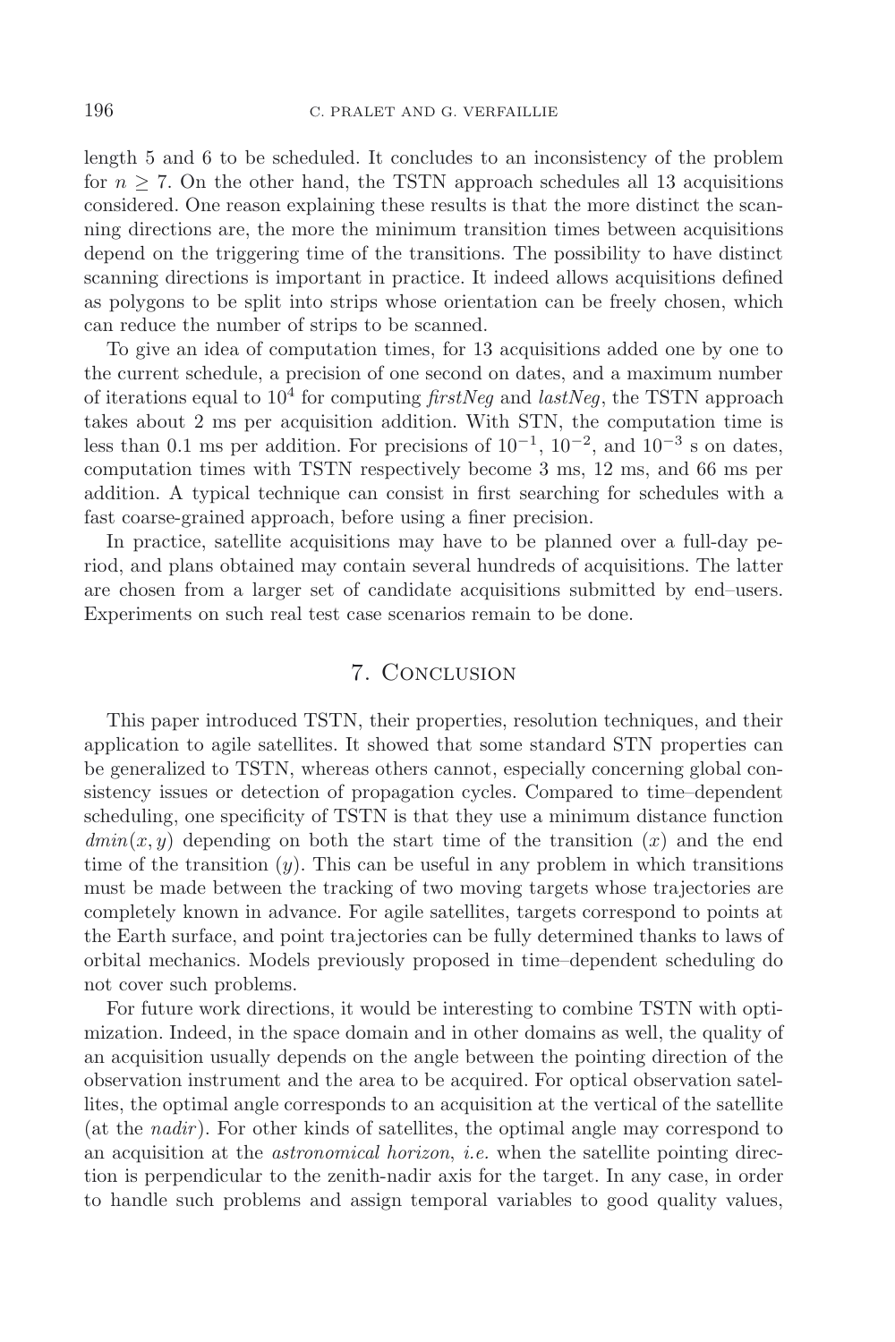length 5 and 6 to be scheduled. It concludes to an inconsistency of the problem for $n \geq 7$. On the other hand, the TSTN approach schedules all 13 acquisitions considered. One reason explaining these results is that the more distinct the scanning directions are, the more the minimum transition times between acquisitions depend on the triggering time of the transitions. The possibility to have distinct scanning directions is important in practice. It indeed allows acquisitions defined as polygons to be split into strips whose orientation can be freely chosen, which can reduce the number of strips to be scanned.

To give an idea of computation times, for 13 acquisitions added one by one to the current schedule, a precision of one second on dates, and a maximum number of iterations equal to $10^4$ for computing *firstNeg* and *lastNeg*, the TSTN approach takes about 2 ms per acquisition addition. With STN, the computation time is less than 0.1 ms per addition. For precisions of $10^{-1}$, $10^{-2}$, and $10^{-3}$ s on dates, computation times with TSTN respectively become 3 ms, 12 ms, and 66 ms per addition. A typical technique can consist in first searching for schedules with a fast coarse-grained approach, before using a finer precision.

In practice, satellite acquisitions may have to be planned over a full-day period, and plans obtained may contain several hundreds of acquisitions. The latter are chosen from a larger set of candidate acquisitions submitted by end–users. Experiments on such real test case scenarios remain to be done.

## 7. Conclusion

This paper introduced TSTN, their properties, resolution techniques, and their application to agile satellites. It showed that some standard STN properties can be generalized to TSTN, whereas others cannot, especially concerning global consistency issues or detection of propagation cycles. Compared to time–dependent scheduling, one specificity of TSTN is that they use a minimum distance function $dmin(x, y)$ depending on both the start time of the transition ($x$) and the end time of the transition ($y$). This can be useful in any problem in which transitions must be made between the tracking of two moving targets whose trajectories are completely known in advance. For agile satellites, targets correspond to points at the Earth surface, and point trajectories can be fully determined thanks to laws of orbital mechanics. Models previously proposed in time–dependent scheduling do not cover such problems.

For future work directions, it would be interesting to combine TSTN with optimization. Indeed, in the space domain and in other domains as well, the quality of an acquisition usually depends on the angle between the pointing direction of the observation instrument and the area to be acquired. For optical observation satellites, the optimal angle corresponds to an acquisition at the vertical of the satellite (at the *nadir*). For other kinds of satellites, the optimal angle may correspond to an acquisition at the *astronomical horizon*, *i.e.* when the satellite pointing direction is perpendicular to the zenith-nadir axis for the target. In any case, in order to handle such problems and assign temporal variables to good quality values,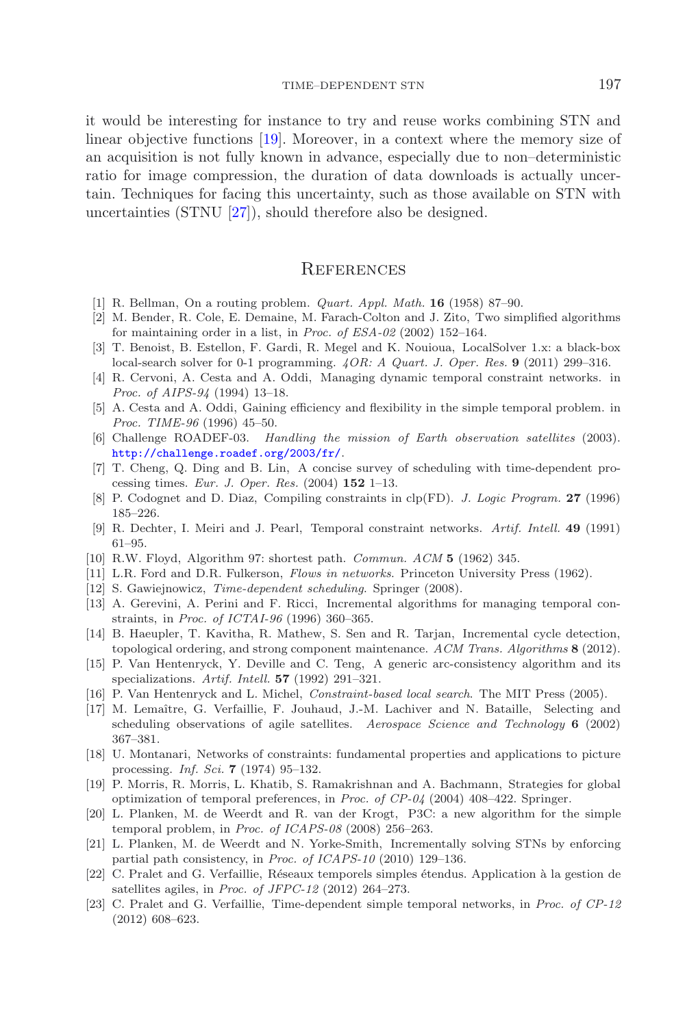it would be interesting for instance to try and reuse works combining STN and linear objective functions [19]. Moreover, in a context where the memory size of an acquisition is not fully known in advance, especially due to non–deterministic ratio for image compression, the duration of data downloads is actually uncertain. Techniques for facing this uncertainty, such as those available on STN with uncertainties (STNU [27]), should therefore also be designed.

## References

[1] R. Bellman, On a routing problem. *Quart. Appl. Math.* **16** (1958) 87–90.

[2] M. Bender, R. Cole, E. Demaine, M. Farach-Colton and J. Zito, Two simplified algorithms for maintaining order in a list, in *Proc. of ESA-02* (2002) 152–164.

[3] T. Benoist, B. Estellon, F. Gardi, R. Megel and K. Nouioua, LocalSolver 1.x: a black-box local-search solver for 0-1 programming. *4OR: A Quart. J. Oper. Res.* **9** (2011) 299–316.

[4] R. Cervoni, A. Cesta and A. Oddi, Managing dynamic temporal constraint networks. in *Proc. of AIPS-94* (1994) 13–18.

[5] A. Cesta and A. Oddi, Gaining efficiency and flexibility in the simple temporal problem. in *Proc. TIME-96* (1996) 45–50.

[6] Challenge ROADEF-03. *Handling the mission of Earth observation satellites* (2003). http://challenge.roadef.org/2003/fr/.

[7] T. Cheng, Q. Ding and B. Lin, A concise survey of scheduling with time-dependent processing times. *Eur. J. Oper. Res.* (2004) **152** 1–13.

[8] P. Codognet and D. Diaz, Compiling constraints in clp(FD). *J. Logic Program.* **27** (1996) 185–226.

[9] R. Dechter, I. Meiri and J. Pearl, Temporal constraint networks. *Artif. Intell.* **49** (1991) 61–95.

[10] R.W. Floyd, Algorithm 97: shortest path. *Commun. ACM* **5** (1962) 345.

[11] L.R. Ford and D.R. Fulkerson, *Flows in networks*. Princeton University Press (1962).

[12] S. Gawiejnowicz, *Time-dependent scheduling*. Springer (2008).

[13] A. Gerevini, A. Perini and F. Ricci, Incremental algorithms for managing temporal constraints, in *Proc. of ICTAI-96* (1996) 360–365.

[14] B. Haeupler, T. Kavitha, R. Mathew, S. Sen and R. Tarjan, Incremental cycle detection, topological ordering, and strong component maintenance. *ACM Trans. Algorithms* **8** (2012).

[15] P. Van Hentenryck, Y. Deville and C. Teng, A generic arc-consistency algorithm and its specializations. *Artif. Intell.* **57** (1992) 291–321.

[16] P. Van Hentenryck and L. Michel, *Constraint-based local search*. The MIT Press (2005).

[17] M. Lemaître, G. Verfaillie, F. Jouhaud, J.-M. Lachiver and N. Bataille, Selecting and scheduling observations of agile satellites. *Aerospace Science and Technology* **6** (2002) 367–381.

[18] U. Montanari, Networks of constraints: fundamental properties and applications to picture processing. *Inf. Sci.* **7** (1974) 95–132.

[19] P. Morris, R. Morris, L. Khatib, S. Ramakrishnan and A. Bachmann, Strategies for global optimization of temporal preferences, in *Proc. of CP-04* (2004) 408–422. Springer.

[20] L. Planken, M. de Weerdt and R. van der Krogt, P3C: a new algorithm for the simple temporal problem, in *Proc. of ICAPS-08* (2008) 256–263.

[21] L. Planken, M. de Weerdt and N. Yorke-Smith, Incrementally solving STNs by enforcing partial path consistency, in *Proc. of ICAPS-10* (2010) 129–136.

[22] C. Pralet and G. Verfaillie, Réseaux temporels simples étendus. Application à la gestion de satellites agiles, in *Proc. of JFPC-12* (2012) 264–273.

[23] C. Pralet and G. Verfaillie, Time-dependent simple temporal networks, in *Proc. of CP-12* (2012) 608–623.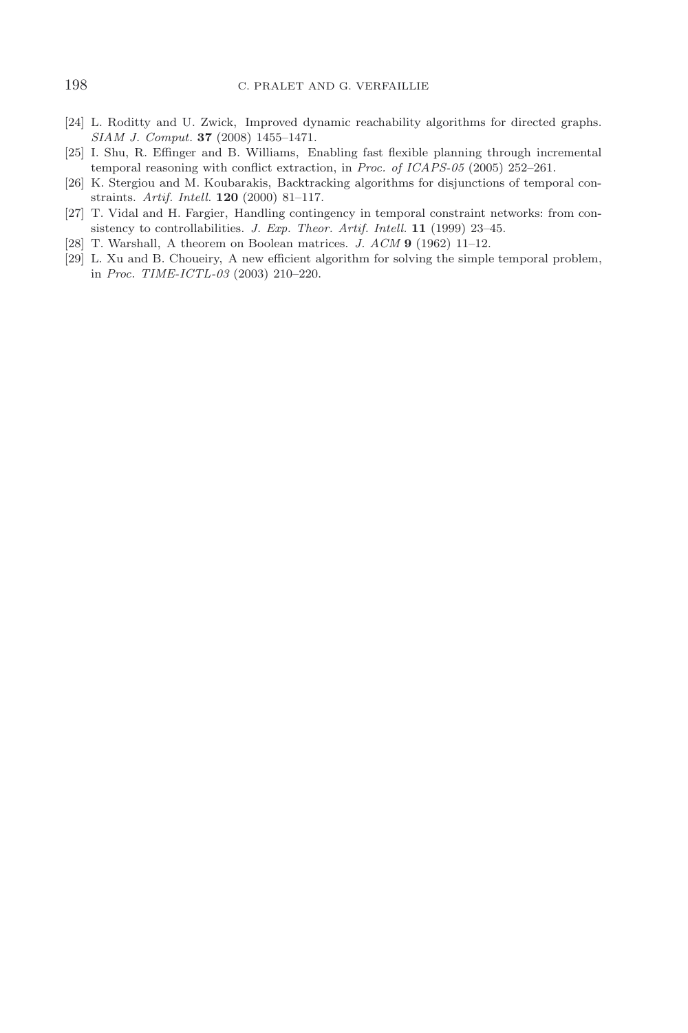[24] L. Roditty and U. Zwick, Improved dynamic reachability algorithms for directed graphs. *SIAM J. Comput.* **37** (2008) 1455–1471.

[25] I. Shu, R. Effinger and B. Williams, Enabling fast flexible planning through incremental temporal reasoning with conflict extraction, in *Proc. of ICAPS-05* (2005) 252–261.

[26] K. Stergiou and M. Koubarakis, Backtracking algorithms for disjunctions of temporal constraints. *Artif. Intell.* **120** (2000) 81–117.

[27] T. Vidal and H. Fargier, Handling contingency in temporal constraint networks: from consistency to controllabilities. *J. Exp. Theor. Artif. Intell.* **11** (1999) 23–45.

[28] T. Warshall, A theorem on Boolean matrices. *J. ACM* **9** (1962) 11–12.

[29] L. Xu and B. Choueiry, A new efficient algorithm for solving the simple temporal problem, in *Proc. TIME-ICTL-03* (2003) 210–220.